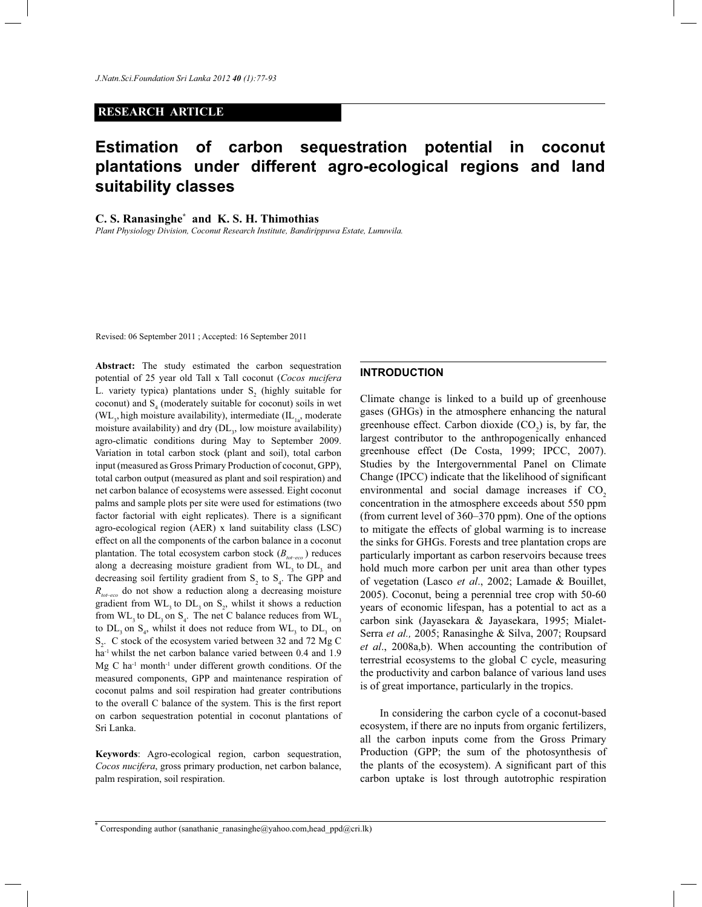**RESEARCH ARTICLE**

# Estimation of carbon sequestration potential in coconut plantations under different agro-ecological regions and land suitability classes

**C. S. Ranasinghe[*] and K. S. H. Thimothias**

*Plant Physiology Division, Coconut Research Institute, Bandirippuwa Estate, Lunuwila.*

Revised: 06 September 2011 ; Accepted: 16 September 2011

**Abstract:** The study estimated the carbon sequestration potential of 25 year old Tall x Tall coconut (*Cocos nucifera* L. variety typica) plantations under $S_2$ (highly suitable for coconut) and $S_4$ (moderately suitable for coconut) soils in wet ($WL_3$, high moisture availability), intermediate ($IL_{1a}$, moderate moisture availability) and dry ($DL_3$, low moisture availability) agro-climatic conditions during May to September 2009. Variation in total carbon stock (plant and soil), total carbon input (measured as Gross Primary Production of coconut, GPP), total carbon output (measured as plant and soil respiration) and net carbon balance of ecosystems were assessed. Eight coconut palms and sample plots per site were used for estimations (two factor factorial with eight replicates). There is a significant agro-ecological region (AER) x land suitability class (LSC) effect on all the components of the carbon balance in a coconut plantation. The total ecosystem carbon stock ($B_{tot-eco}$) reduces along a decreasing moisture gradient from $WL_3$ to $DL_3$ and decreasing soil fertility gradient from $S_2$ to $S_4$. The GPP and $R_{tot-eco}$ do not show a reduction along a decreasing moisture gradient from $WL_3$ to $DL_3$ on $S_2$, whilst it shows a reduction from $WL_3$ to $DL_3$ on $S_4$. The net C balance reduces from $WL_3$ to $DL_3$ on $S_4$, whilst it does not reduce from $WL_3$ to $DL_3$ on $S_2$. C stock of the ecosystem varied between 32 and 72 Mg C ha$^{-1}$ whilst the net carbon balance varied between 0.4 and 1.9 Mg C ha$^{-1}$ month$^{-1}$ under different growth conditions. Of the measured components, GPP and maintenance respiration of coconut palms and soil respiration had greater contributions to the overall C balance of the system. This is the first report on carbon sequestration potential in coconut plantations of Sri Lanka.

**Keywords**: Agro-ecological region, carbon sequestration, *Cocos nucifera*, gross primary production, net carbon balance, palm respiration, soil respiration.

## INTRODUCTION

Climate change is linked to a build up of greenhouse gases (GHGs) in the atmosphere enhancing the natural greenhouse effect. Carbon dioxide ($CO_2$) is, by far, the largest contributor to the anthropogenically enhanced greenhouse effect (De Costa, 1999; IPCC, 2007). Studies by the Intergovernmental Panel on Climate Change (IPCC) indicate that the likelihood of significant environmental and social damage increases if $CO_2$ concentration in the atmosphere exceeds about 550 ppm (from current level of 360–370 ppm). One of the options to mitigate the effects of global warming is to increase the sinks for GHGs. Forests and tree plantation crops are particularly important as carbon reservoirs because trees hold much more carbon per unit area than other types of vegetation (Lasco *et al*., 2002; Lamade & Bouillet, 2005). Coconut, being a perennial tree crop with 50-60 years of economic lifespan, has a potential to act as a carbon sink (Jayasekara & Jayasekara, 1995; Mialet-Serra *et al.,* 2005; Ranasinghe & Silva, 2007; Roupsard *et al*., 2008a,b). When accounting the contribution of terrestrial ecosystems to the global C cycle, measuring the productivity and carbon balance of various land uses is of great importance, particularly in the tropics.

In considering the carbon cycle of a coconut-based ecosystem, if there are no inputs from organic fertilizers, all the carbon inputs come from the Gross Primary Production (GPP; the sum of the photosynthesis of the plants of the ecosystem). A significant part of this carbon uptake is lost through autotrophic respiration

[*] Corresponding author (sanathanie_ranasinghe@yahoo.com,head_ppd@cri.lk)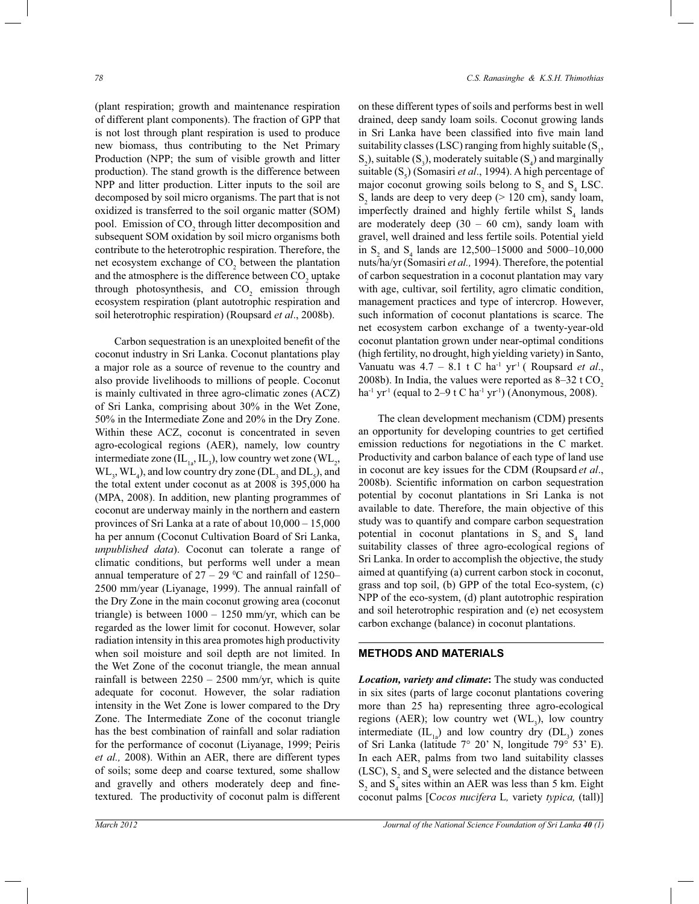(plant respiration; growth and maintenance respiration of different plant components). The fraction of GPP that is not lost through plant respiration is used to produce new biomass, thus contributing to the Net Primary Production (NPP; the sum of visible growth and litter production). The stand growth is the difference between NPP and litter production. Litter inputs to the soil are decomposed by soil micro organisms. The part that is not oxidized is transferred to the soil organic matter (SOM) pool. Emission of $CO_2$ through litter decomposition and subsequent SOM oxidation by soil micro organisms both contribute to the heterotrophic respiration. Therefore, the net ecosystem exchange of $CO_2$ between the plantation and the atmosphere is the difference between $CO_2$ uptake through photosynthesis, and $CO_2$ emission through ecosystem respiration (plant autotrophic respiration and soil heterotrophic respiration) (Roupsard *et al*., 2008b).

Carbon sequestration is an unexploited benefit of the coconut industry in Sri Lanka. Coconut plantations play a major role as a source of revenue to the country and also provide livelihoods to millions of people. Coconut is mainly cultivated in three agro-climatic zones (ACZ) of Sri Lanka, comprising about 30% in the Wet Zone, 50% in the Intermediate Zone and 20% in the Dry Zone. Within these ACZ, coconut is concentrated in seven agro-ecological regions (AER), namely, low country intermediate zone ($IL_{1a}$, $IL_3$), low country wet zone ($WL_2$, $WL_3$, $WL_4$), and low country dry zone ($DL_3$ and $DL_5$), and the total extent under coconut as at 2008 is 395,000 ha (MPA, 2008). In addition, new planting programmes of coconut are underway mainly in the northern and eastern provinces of Sri Lanka at a rate of about 10,000 – 15,000 ha per annum (Coconut Cultivation Board of Sri Lanka, *unpublished data*). Coconut can tolerate a range of climatic conditions, but performs well under a mean annual temperature of 27 – 29 $^0$C and rainfall of 1250–2500 mm/year (Liyanage, 1999). The annual rainfall of the Dry Zone in the main coconut growing area (coconut triangle) is between 1000 – 1250 mm/yr, which can be regarded as the lower limit for coconut. However, solar radiation intensity in this area promotes high productivity when soil moisture and soil depth are not limited. In the Wet Zone of the coconut triangle, the mean annual rainfall is between 2250 – 2500 mm/yr, which is quite adequate for coconut. However, the solar radiation intensity in the Wet Zone is lower compared to the Dry Zone. The Intermediate Zone of the coconut triangle has the best combination of rainfall and solar radiation for the performance of coconut (Liyanage, 1999; Peiris *et al.,* 2008). Within an AER, there are different types of soils; some deep and coarse textured, some shallow and gravelly and others moderately deep and fine-textured. The productivity of coconut palm is different on these different types of soils and performs best in well drained, deep sandy loam soils. Coconut growing lands in Sri Lanka have been classified into five main land suitability classes (LSC) ranging from highly suitable ($S_1$, $S_2$), suitable ($S_3$), moderately suitable ($S_4$) and marginally suitable ($S_5$) (Somasiri *et al*., 1994). A high percentage of major coconut growing soils belong to $S_2$ and $S_4$ LSC. $S_2$ lands are deep to very deep (> 120 cm), sandy loam, imperfectly drained and highly fertile whilst $S_4$ lands are moderately deep (30 – 60 cm), sandy loam with gravel, well drained and less fertile soils. Potential yield in $S_2$ and $S_4$ lands are 12,500–15000 and 5000–10,000 nuts/ha/yr (Somasiri *et al.,* 1994). Therefore, the potential of carbon sequestration in a coconut plantation may vary with age, cultivar, soil fertility, agro climatic condition, management practices and type of intercrop. However, such information of coconut plantations is scarce. The net ecosystem carbon exchange of a twenty-year-old coconut plantation grown under near-optimal conditions (high fertility, no drought, high yielding variety) in Santo, Vanuatu was 4.7 – 8.1 t C ha$^{-1}$ yr$^{-1}$ ( Roupsard *et al*., 2008b). In India, the values were reported as 8–32 t $CO_2$ ha$^{-1}$ yr$^{-1}$ (equal to 2–9 t C ha$^{-1}$ yr$^{-1}$) (Anonymous, 2008).

The clean development mechanism (CDM) presents an opportunity for developing countries to get certified emission reductions for negotiations in the C market. Productivity and carbon balance of each type of land use in coconut are key issues for the CDM (Roupsard *et al*., 2008b). Scientific information on carbon sequestration potential by coconut plantations in Sri Lanka is not available to date. Therefore, the main objective of this study was to quantify and compare carbon sequestration potential in coconut plantations in $S_2$ and $S_4$ land suitability classes of three agro-ecological regions of Sri Lanka. In order to accomplish the objective, the study aimed at quantifying (a) current carbon stock in coconut, grass and top soil, (b) GPP of the total Eco-system, (c) NPP of the eco-system, (d) plant autotrophic respiration and soil heterotrophic respiration and (e) net ecosystem carbon exchange (balance) in coconut plantations.

## METHODS AND MATERIALS

***Location, variety and climate*:** The study was conducted in six sites (parts of large coconut plantations covering more than 25 ha) representing three agro-ecological regions (AER); low country wet ($WL_3$), low country intermediate ($IL_{1a}$) and low country dry ($DL_3$) zones of Sri Lanka (latitude 7° 20' N, longitude 79° 53' E). In each AER, palms from two land suitability classes (LSC), $S_2$ and $S_4$ were selected and the distance between $S_2$ and $S_4$ sites within an AER was less than 5 km. Eight coconut palms [*Cocos nucifera* L*,* variety *typica,* (tall)]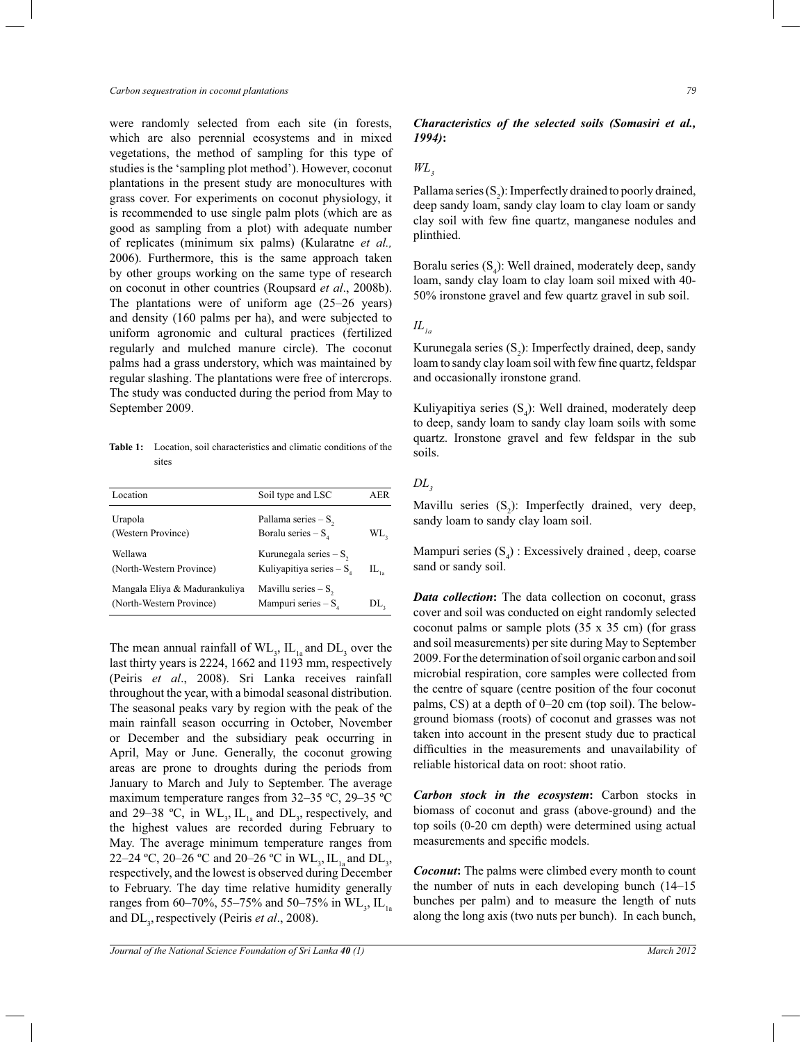were randomly selected from each site (in forests, which are also perennial ecosystems and in mixed vegetations, the method of sampling for this type of studies is the 'sampling plot method'). However, coconut plantations in the present study are monocultures with grass cover. For experiments on coconut physiology, it is recommended to use single palm plots (which are as good as sampling from a plot) with adequate number of replicates (minimum six palms) (Kularatne *et al.,* 2006). Furthermore, this is the same approach taken by other groups working on the same type of research on coconut in other countries (Roupsard *et al*., 2008b). The plantations were of uniform age (25–26 years) and density (160 palms per ha), and were subjected to uniform agronomic and cultural practices (fertilized regularly and mulched manure circle). The coconut palms had a grass understory, which was maintained by regular slashing. The plantations were free of intercrops. The study was conducted during the period from May to September 2009.

**Table 1:** Location, soil characteristics and climatic conditions of the sites

| Location | Soil type and LSC | AER |
|---|---|---|
| Urapola (Western Province) | Pallama series – $S_2$<br>Boralu series – $S_4$ | $WL_3$ |
| Wellawa (North-Western Province) | Kurunegala series – $S_2$<br>Kuliyapitiya series – $S_4$ | $IL_{1a}$ |
| Mangala Eliya & Madurankuliya (North-Western Province) | Mavillu series – $S_2$<br>Mampuri series – $S_4$ | $DL_3$ |

The mean annual rainfall of $WL_3$, $IL_{1a}$ and $DL_3$ over the last thirty years is 2224, 1662 and 1193 mm, respectively (Peiris *et al*., 2008). Sri Lanka receives rainfall throughout the year, with a bimodal seasonal distribution. The seasonal peaks vary by region with the peak of the main rainfall season occurring in October, November or December and the subsidiary peak occurring in April, May or June. Generally, the coconut growing areas are prone to droughts during the periods from January to March and July to September. The average maximum temperature ranges from 32–35 ºC, 29–35 ºC and 29–38 ºC, in $WL_3$, $IL_{1a}$ and $DL_3$, respectively, and the highest values are recorded during February to May. The average minimum temperature ranges from 22–24 ºC, 20–26 ºC and 20–26 ºC in $WL_3$, $IL_{1a}$ and $DL_3$, respectively, and the lowest is observed during December to February. The day time relative humidity generally ranges from 60–70%, 55–75% and 50–75% in $WL_3$, $IL_{1a}$ and $DL_3$, respectively (Peiris *et al*., 2008).

***Characteristics of the selected soils (Somasiri et al., 1994)*:**

*$WL_3$*

Pallama series ($S_2$): Imperfectly drained to poorly drained, deep sandy loam, sandy clay loam to clay loam or sandy clay soil with few fine quartz, manganese nodules and plinthied.

Boralu series ($S_4$): Well drained, moderately deep, sandy loam, sandy clay loam to clay loam soil mixed with 40-50% ironstone gravel and few quartz gravel in sub soil.

*$IL_{1a}$*

Kurunegala series ($S_2$): Imperfectly drained, deep, sandy loam to sandy clay loam soil with few fine quartz, feldspar and occasionally ironstone grand.

Kuliyapitiya series ($S_4$): Well drained, moderately deep to deep, sandy loam to sandy clay loam soils with some quartz. Ironstone gravel and few feldspar in the sub soils.

*$DL_3$*

Mavillu series ($S_2$): Imperfectly drained, very deep, sandy loam to sandy clay loam soil.

Mampuri series ($S_4$) : Excessively drained , deep, coarse sand or sandy soil.

***Data collection*:** The data collection on coconut, grass cover and soil was conducted on eight randomly selected coconut palms or sample plots (35 x 35 cm) (for grass and soil measurements) per site during May to September 2009. For the determination of soil organic carbon and soil microbial respiration, core samples were collected from the centre of square (centre position of the four coconut palms, CS) at a depth of 0–20 cm (top soil). The below-ground biomass (roots) of coconut and grasses was not taken into account in the present study due to practical difficulties in the measurements and unavailability of reliable historical data on root: shoot ratio.

***Carbon stock in the ecosystem*:** Carbon stocks in biomass of coconut and grass (above-ground) and the top soils (0-20 cm depth) were determined using actual measurements and specific models.

***Coconut*:** The palms were climbed every month to count the number of nuts in each developing bunch (14–15 bunches per palm) and to measure the length of nuts along the long axis (two nuts per bunch). In each bunch,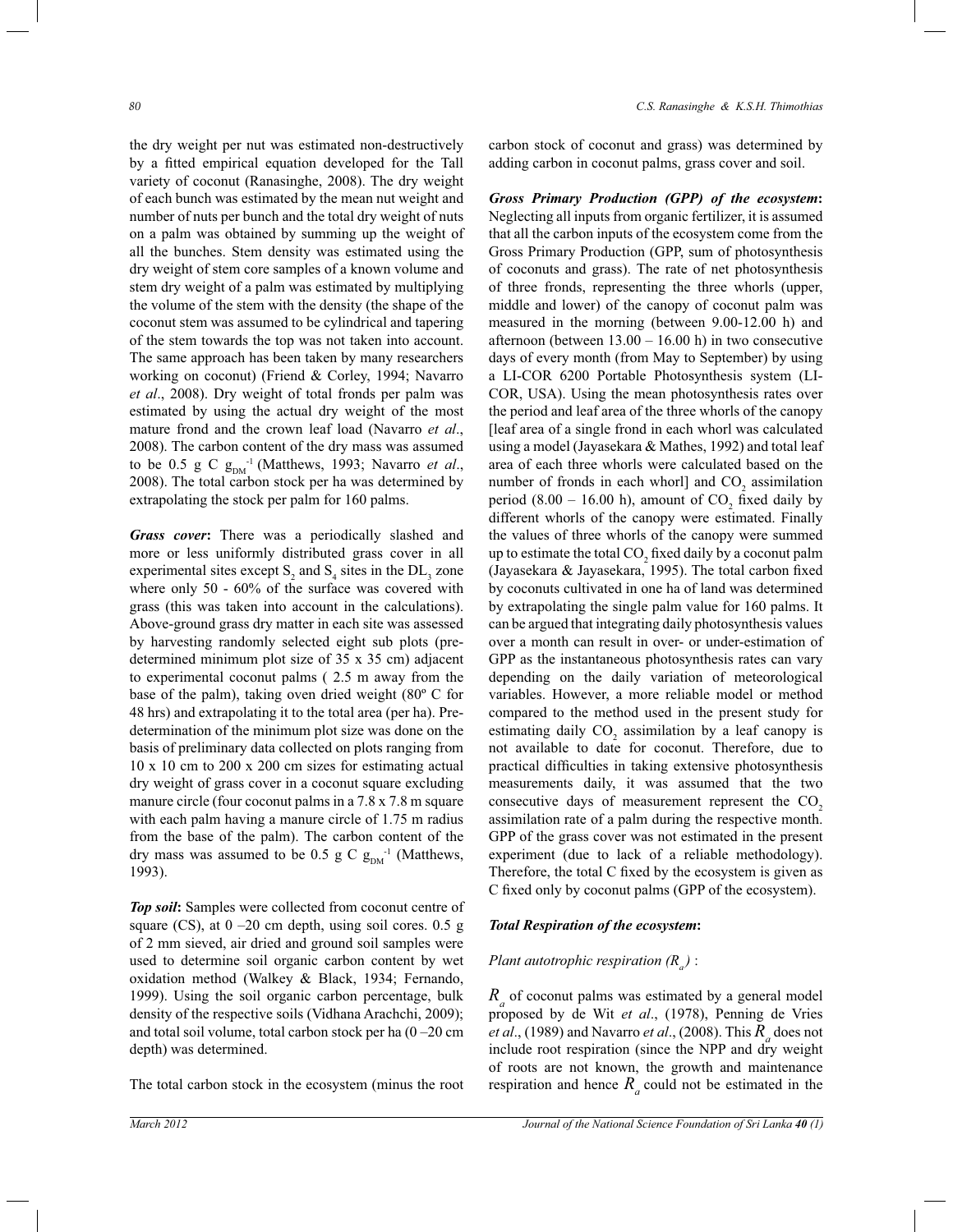the dry weight per nut was estimated non-destructively by a fitted empirical equation developed for the Tall variety of coconut (Ranasinghe, 2008). The dry weight of each bunch was estimated by the mean nut weight and number of nuts per bunch and the total dry weight of nuts on a palm was obtained by summing up the weight of all the bunches. Stem density was estimated using the dry weight of stem core samples of a known volume and stem dry weight of a palm was estimated by multiplying the volume of the stem with the density (the shape of the coconut stem was assumed to be cylindrical and tapering of the stem towards the top was not taken into account. The same approach has been taken by many researchers working on coconut) (Friend & Corley, 1994; Navarro *et al*., 2008). Dry weight of total fronds per palm was estimated by using the actual dry weight of the most mature frond and the crown leaf load (Navarro *et al*., 2008). The carbon content of the dry mass was assumed to be 0.5 g C $g_{DM}^{-1}$ (Matthews, 1993; Navarro *et al*., 2008). The total carbon stock per ha was determined by extrapolating the stock per palm for 160 palms.

***Grass cover*:** There was a periodically slashed and more or less uniformly distributed grass cover in all experimental sites except $S_2$ and $S_4$ sites in the $DL_3$ zone where only 50 - 60% of the surface was covered with grass (this was taken into account in the calculations). Above-ground grass dry matter in each site was assessed by harvesting randomly selected eight sub plots (pre-determined minimum plot size of 35 x 35 cm) adjacent to experimental coconut palms ( 2.5 m away from the base of the palm), taking oven dried weight (80º C for 48 hrs) and extrapolating it to the total area (per ha). Pre-determination of the minimum plot size was done on the basis of preliminary data collected on plots ranging from 10 x 10 cm to 200 x 200 cm sizes for estimating actual dry weight of grass cover in a coconut square excluding manure circle (four coconut palms in a 7.8 x 7.8 m square with each palm having a manure circle of 1.75 m radius from the base of the palm). The carbon content of the dry mass was assumed to be 0.5 g C $g_{DM}^{-1}$ (Matthews, 1993).

***Top soil*:** Samples were collected from coconut centre of square (CS), at 0 –20 cm depth, using soil cores. 0.5 g of 2 mm sieved, air dried and ground soil samples were used to determine soil organic carbon content by wet oxidation method (Walkey & Black, 1934; Fernando, 1999). Using the soil organic carbon percentage, bulk density of the respective soils (Vidhana Arachchi, 2009); and total soil volume, total carbon stock per ha (0 –20 cm depth) was determined.

The total carbon stock in the ecosystem (minus the root carbon stock of coconut and grass) was determined by adding carbon in coconut palms, grass cover and soil.

***Gross Primary Production (GPP) of the ecosystem*:** Neglecting all inputs from organic fertilizer, it is assumed that all the carbon inputs of the ecosystem come from the Gross Primary Production (GPP, sum of photosynthesis of coconuts and grass). The rate of net photosynthesis of three fronds, representing the three whorls (upper, middle and lower) of the canopy of coconut palm was measured in the morning (between 9.00-12.00 h) and afternoon (between 13.00 – 16.00 h) in two consecutive days of every month (from May to September) by using a LI-COR 6200 Portable Photosynthesis system (LI-COR, USA). Using the mean photosynthesis rates over the period and leaf area of the three whorls of the canopy [leaf area of a single frond in each whorl was calculated using a model (Jayasekara & Mathes, 1992) and total leaf area of each three whorls were calculated based on the number of fronds in each whorl] and $CO_2$ assimilation period (8.00 – 16.00 h), amount of $CO_2$ fixed daily by different whorls of the canopy were estimated. Finally the values of three whorls of the canopy were summed up to estimate the total $CO_2$ fixed daily by a coconut palm (Jayasekara & Jayasekara, 1995). The total carbon fixed by coconuts cultivated in one ha of land was determined by extrapolating the single palm value for 160 palms. It can be argued that integrating daily photosynthesis values over a month can result in over- or under-estimation of GPP as the instantaneous photosynthesis rates can vary depending on the daily variation of meteorological variables. However, a more reliable model or method compared to the method used in the present study for estimating daily $CO_2$ assimilation by a leaf canopy is not available to date for coconut. Therefore, due to practical difficulties in taking extensive photosynthesis measurements daily, it was assumed that the two consecutive days of measurement represent the $CO_2$ assimilation rate of a palm during the respective month. GPP of the grass cover was not estimated in the present experiment (due to lack of a reliable methodology). Therefore, the total C fixed by the ecosystem is given as C fixed only by coconut palms (GPP of the ecosystem).

***Total Respiration of the ecosystem*:**

*Plant autotrophic respiration ($R_a$)* :

$R_a$ of coconut palms was estimated by a general model proposed by de Wit *et al*., (1978), Penning de Vries *et al*., (1989) and Navarro *et al*., (2008). This $R_a$ does not include root respiration (since the NPP and dry weight of roots are not known, the growth and maintenance respiration and hence $R_a$ could not be estimated in the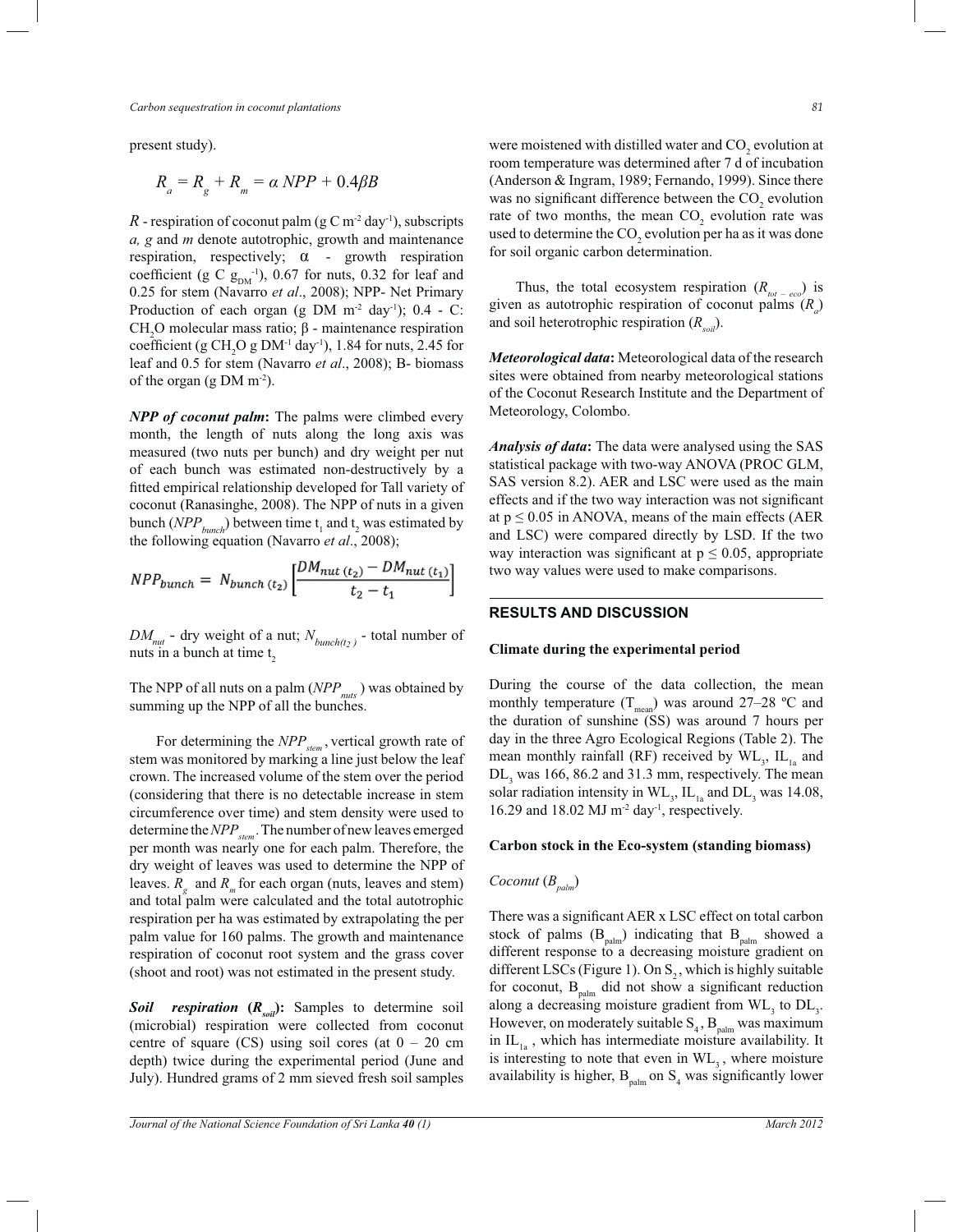present study).

$$R_a = R_g + R_m = \alpha\, NPP + 0.4\beta B$$

$R$ - respiration of coconut palm (g C m$^{-2}$ day$^{-1}$), subscripts *a, g* and *m* denote autotrophic, growth and maintenance respiration, respectively; $\alpha$ - growth respiration coefficient (g C $g_{DM}^{-1}$), 0.67 for nuts, 0.32 for leaf and 0.25 for stem (Navarro *et al*., 2008); NPP- Net Primary Production of each organ (g DM m$^{-2}$ day$^{-1}$); 0.4 - C: $CH_2O$ molecular mass ratio; $\beta$ - maintenance respiration coefficient (g $CH_2O$ g DM$^{-1}$ day$^{-1}$), 1.84 for nuts, 2.45 for leaf and 0.5 for stem (Navarro *et al*., 2008); B- biomass of the organ (g DM m$^{-2}$).

***NPP of coconut palm*:** The palms were climbed every month, the length of nuts along the long axis was measured (two nuts per bunch) and dry weight per nut of each bunch was estimated non-destructively by a fitted empirical relationship developed for Tall variety of coconut (Ranasinghe, 2008). The NPP of nuts in a given bunch ($NPP_{bunch}$) between time $t_1$ and $t_2$ was estimated by the following equation (Navarro *et al*., 2008);

$$NPP_{bunch} = N_{bunch\,(t_2)}\left[\frac{DM_{nut\,(t_2)} - DM_{nut\,(t_1)}}{t_2 - t_1}\right]$$

$DM_{nut}$ - dry weight of a nut; $N_{bunch(t_2)}$ - total number of nuts in a bunch at time $t_2$

The NPP of all nuts on a palm ($NPP_{nuts}$) was obtained by summing up the NPP of all the bunches.

For determining the $NPP_{stem}$, vertical growth rate of stem was monitored by marking a line just below the leaf crown. The increased volume of the stem over the period (considering that there is no detectable increase in stem circumference over time) and stem density were used to determine the $NPP_{stem}$. The number of new leaves emerged per month was nearly one for each palm. Therefore, the dry weight of leaves was used to determine the NPP of leaves. $R_g$ and $R_m$ for each organ (nuts, leaves and stem) and total palm were calculated and the total autotrophic respiration per ha was estimated by extrapolating the per palm value for 160 palms. The growth and maintenance respiration of coconut root system and the grass cover (shoot and root) was not estimated in the present study.

***Soil respiration ($R_{soil}$)*:** Samples to determine soil (microbial) respiration were collected from coconut centre of square (CS) using soil cores (at 0 – 20 cm depth) twice during the experimental period (June and July). Hundred grams of 2 mm sieved fresh soil samples were moistened with distilled water and $CO_2$ evolution at room temperature was determined after 7 d of incubation (Anderson & Ingram, 1989; Fernando, 1999). Since there was no significant difference between the $CO_2$ evolution rate of two months, the mean $CO_2$ evolution rate was used to determine the $CO_2$ evolution per ha as it was done for soil organic carbon determination.

Thus, the total ecosystem respiration ($R_{tot-eco}$) is given as autotrophic respiration of coconut palms ($R_a$) and soil heterotrophic respiration ($R_{soil}$).

***Meteorological data*:** Meteorological data of the research sites were obtained from nearby meteorological stations of the Coconut Research Institute and the Department of Meteorology, Colombo.

***Analysis of data*:** The data were analysed using the SAS statistical package with two-way ANOVA (PROC GLM, SAS version 8.2). AER and LSC were used as the main effects and if the two way interaction was not significant at $p \leq 0.05$ in ANOVA, means of the main effects (AER and LSC) were compared directly by LSD. If the two way interaction was significant at $p \leq 0.05$, appropriate two way values were used to make comparisons.

## RESULTS AND DISCUSSION

### Climate during the experimental period

During the course of the data collection, the mean monthly temperature ($T_{mean}$) was around 27–28 ºC and the duration of sunshine (SS) was around 7 hours per day in the three Agro Ecological Regions (Table 2). The mean monthly rainfall (RF) received by $WL_3$, $IL_{1a}$ and $DL_3$ was 166, 86.2 and 31.3 mm, respectively. The mean solar radiation intensity in $WL_3$, $IL_{1a}$ and $DL_3$ was 14.08, 16.29 and 18.02 MJ m$^{-2}$ day$^{-1}$, respectively.

### Carbon stock in the Eco-system (standing biomass)

*Coconut ($B_{palm}$)*

There was a significant AER x LSC effect on total carbon stock of palms ($B_{palm}$) indicating that $B_{palm}$ showed a different response to a decreasing moisture gradient on different LSCs (Figure 1). On $S_2$, which is highly suitable for coconut, $B_{palm}$ did not show a significant reduction along a decreasing moisture gradient from $WL_3$ to $DL_3$. However, on moderately suitable $S_4$, $B_{palm}$ was maximum in $IL_{1a}$, which has intermediate moisture availability. It is interesting to note that even in $WL_3$, where moisture availability is higher, $B_{palm}$ on $S_4$ was significantly lower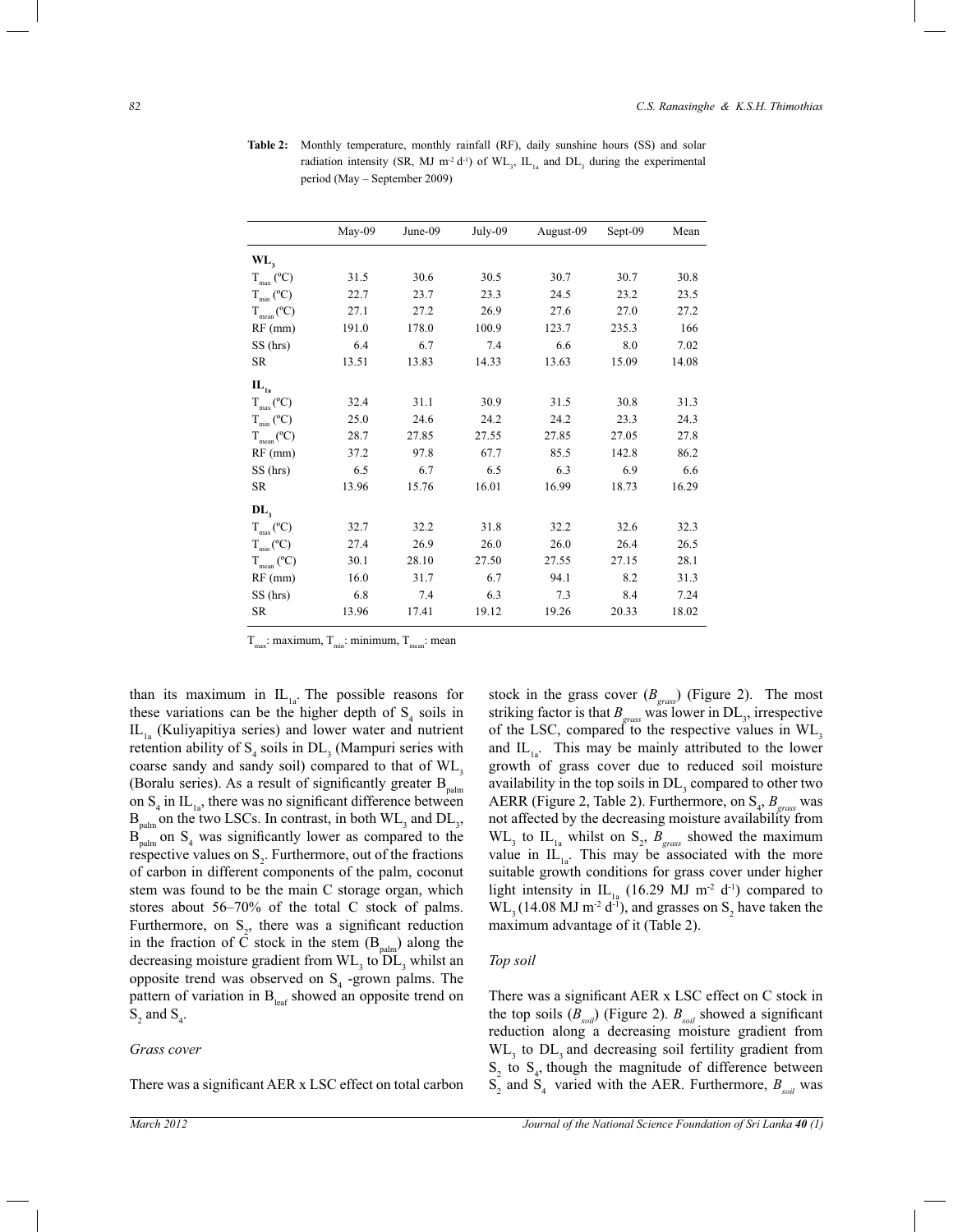**Table 2:** Monthly temperature, monthly rainfall (RF), daily sunshine hours (SS) and solar radiation intensity (SR, MJ $m^{-2} d^{-1}$) of $WL_3$, $IL_{1a}$ and $DL_3$ during the experimental period (May – September 2009)

| | May-09 | June-09 | July-09 | August-09 | Sept-09 | Mean |
|---|---|---|---|---|---|---|
| **$WL_3$** | | | | | | |
| $T_{max}$ (ºC) | 31.5 | 30.6 | 30.5 | 30.7 | 30.7 | 30.8 |
| $T_{min}$ (ºC) | 22.7 | 23.7 | 23.3 | 24.5 | 23.2 | 23.5 |
| $T_{mean}$ (ºC) | 27.1 | 27.2 | 26.9 | 27.6 | 27.0 | 27.2 |
| RF (mm) | 191.0 | 178.0 | 100.9 | 123.7 | 235.3 | 166 |
| SS (hrs) | 6.4 | 6.7 | 7.4 | 6.6 | 8.0 | 7.02 |
| SR | 13.51 | 13.83 | 14.33 | 13.63 | 15.09 | 14.08 |
| **$IL_{1a}$** | | | | | | |
| $T_{max}$ (ºC) | 32.4 | 31.1 | 30.9 | 31.5 | 30.8 | 31.3 |
| $T_{min}$ (ºC) | 25.0 | 24.6 | 24.2 | 24.2 | 23.3 | 24.3 |
| $T_{mean}$ (ºC) | 28.7 | 27.85 | 27.55 | 27.85 | 27.05 | 27.8 |
| RF (mm) | 37.2 | 97.8 | 67.7 | 85.5 | 142.8 | 86.2 |
| SS (hrs) | 6.5 | 6.7 | 6.5 | 6.3 | 6.9 | 6.6 |
| SR | 13.96 | 15.76 | 16.01 | 16.99 | 18.73 | 16.29 |
| **$DL_3$** | | | | | | |
| $T_{max}$ (ºC) | 32.7 | 32.2 | 31.8 | 32.2 | 32.6 | 32.3 |
| $T_{min}$ (ºC) | 27.4 | 26.9 | 26.0 | 26.0 | 26.4 | 26.5 |
| $T_{mean}$ (ºC) | 30.1 | 28.10 | 27.50 | 27.55 | 27.15 | 28.1 |
| RF (mm) | 16.0 | 31.7 | 6.7 | 94.1 | 8.2 | 31.3 |
| SS (hrs) | 6.8 | 7.4 | 6.3 | 7.3 | 8.4 | 7.24 |
| SR | 13.96 | 17.41 | 19.12 | 19.26 | 20.33 | 18.02 |

$T_{max}$: maximum, $T_{min}$: minimum, $T_{mean}$: mean

than its maximum in $IL_{1a}$. The possible reasons for these variations can be the higher depth of $S_4$ soils in $IL_{1a}$ (Kuliyapitiya series) and lower water and nutrient retention ability of $S_4$ soils in $DL_3$ (Mampuri series with coarse sandy and sandy soil) compared to that of $WL_3$ (Boralu series). As a result of significantly greater $B_{palm}$ on $S_4$ in $IL_{1a}$, there was no significant difference between $B_{palm}$ on the two LSCs. In contrast, in both $WL_3$ and $DL_3$, $B_{palm}$ on $S_4$ was significantly lower as compared to the respective values on $S_2$. Furthermore, out of the fractions of carbon in different components of the palm, coconut stem was found to be the main C storage organ, which stores about 56–70% of the total C stock of palms. Furthermore, on $S_2$, there was a significant reduction in the fraction of C stock in the stem ($B_{palm}$) along the decreasing moisture gradient from $WL_3$ to $DL_3$ whilst an opposite trend was observed on $S_4$ -grown palms. The pattern of variation in $B_{leaf}$ showed an opposite trend on $S_2$ and $S_4$.

*Grass cover*

There was a significant AER x LSC effect on total carbon stock in the grass cover ($B_{grass}$) (Figure 2). The most striking factor is that $B_{grass}$ was lower in $DL_3$, irrespective of the LSC, compared to the respective values in $WL_3$ and $IL_{1a}$. This may be mainly attributed to the lower growth of grass cover due to reduced soil moisture availability in the top soils in $DL_3$ compared to other two AERR (Figure 2, Table 2). Furthermore, on $S_4$, $B_{grass}$ was not affected by the decreasing moisture availability from $WL_3$ to $IL_{1a}$ whilst on $S_2$, $B_{grass}$ showed the maximum value in $IL_{1a}$. This may be associated with the more suitable growth conditions for grass cover under higher light intensity in $IL_{1a}$ (16.29 MJ $m^{-2} d^{-1}$) compared to $WL_3$ (14.08 MJ $m^{-2} d^{-1}$), and grasses on $S_2$ have taken the maximum advantage of it (Table 2).

*Top soil*

There was a significant AER x LSC effect on C stock in the top soils ($B_{soil}$) (Figure 2). $B_{soil}$ showed a significant reduction along a decreasing moisture gradient from $WL_3$ to $DL_3$ and decreasing soil fertility gradient from $S_2$ to $S_4$, though the magnitude of difference between $S_2$ and $S_4$ varied with the AER. Furthermore, $B_{soil}$ was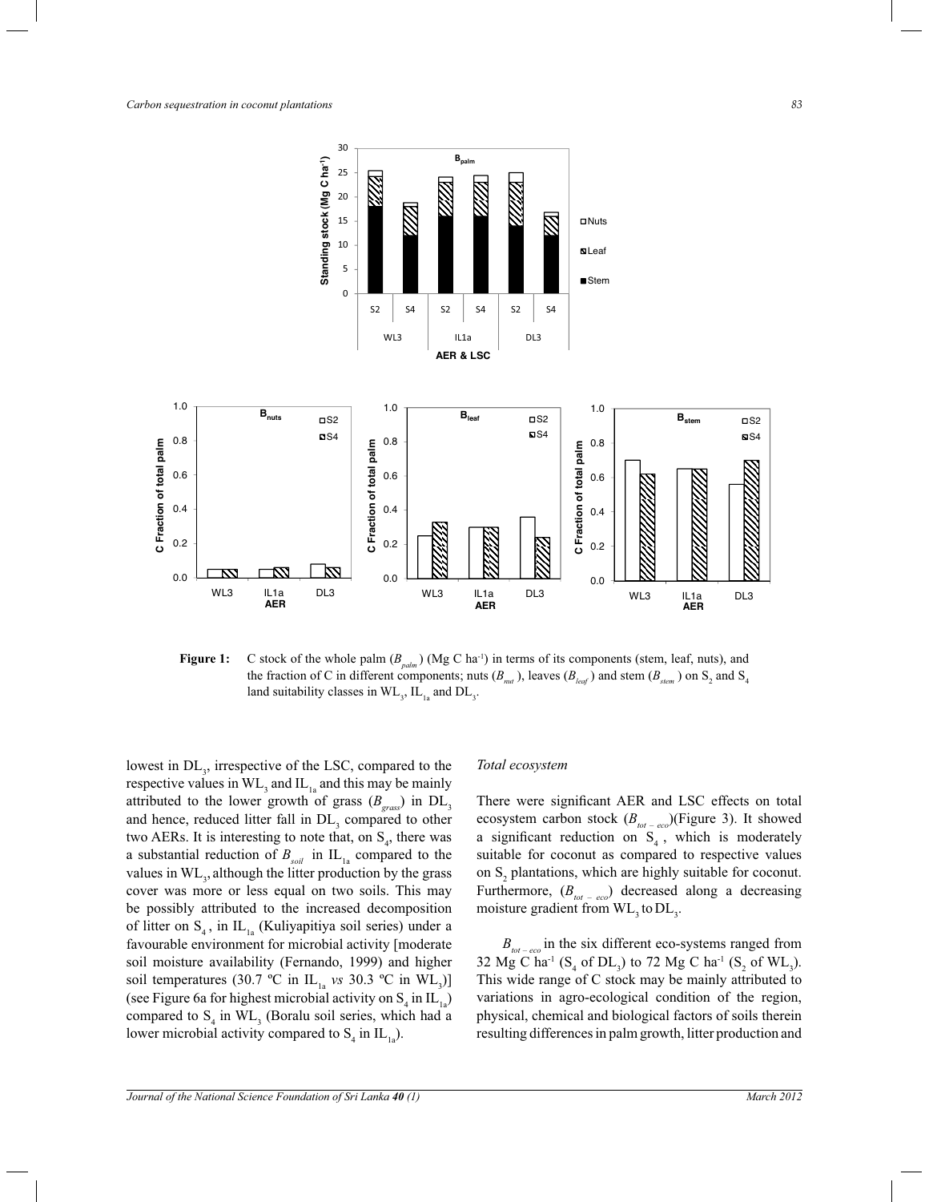**Figure 1:** C stock of the whole palm ($B_{palm}$) (Mg C ha$^{-1}$) in terms of its components (stem, leaf, nuts), and the fraction of C in different components; nuts ($B_{nut}$), leaves ($B_{leaf}$) and stem ($B_{stem}$) on $S_2$ and $S_4$ land suitability classes in $WL_3$, $IL_{1a}$ and $DL_3$.

lowest in $DL_3$, irrespective of the LSC, compared to the respective values in $WL_3$ and $IL_{1a}$ and this may be mainly attributed to the lower growth of grass ($B_{grass}$) in $DL_3$ and hence, reduced litter fall in $DL_3$ compared to other two AERs. It is interesting to note that, on $S_4$, there was a substantial reduction of $B_{soil}$ in $IL_{1a}$ compared to the values in $WL_3$, although the litter production by the grass cover was more or less equal on two soils. This may be possibly attributed to the increased decomposition of litter on $S_4$, in $IL_{1a}$ (Kuliyapitiya soil series) under a favourable environment for microbial activity [moderate soil moisture availability (Fernando, 1999) and higher soil temperatures (30.7 ºC in $IL_{1a}$ *vs* 30.3 ºC in $WL_3$)] (see Figure 6a for highest microbial activity on $S_4$ in $IL_{1a}$) compared to $S_4$ in $WL_3$ (Boralu soil series, which had a lower microbial activity compared to $S_4$ in $IL_{1a}$).

### Total ecosystem

There were significant AER and LSC effects on total ecosystem carbon stock ($B_{tot-eco}$)(Figure 3). It showed a significant reduction on $S_4$, which is moderately suitable for coconut as compared to respective values on $S_2$ plantations, which are highly suitable for coconut. Furthermore, ($B_{tot-eco}$) decreased along a decreasing moisture gradient from $WL_3$ to $DL_3$.

$B_{tot-eco}$ in the six different eco-systems ranged from 32 Mg C ha$^{-1}$ ($S_4$ of $DL_3$) to 72 Mg C ha$^{-1}$ ($S_2$ of $WL_3$). This wide range of C stock may be mainly attributed to variations in agro-ecological condition of the region, physical, chemical and biological factors of soils therein resulting differences in palm growth, litter production and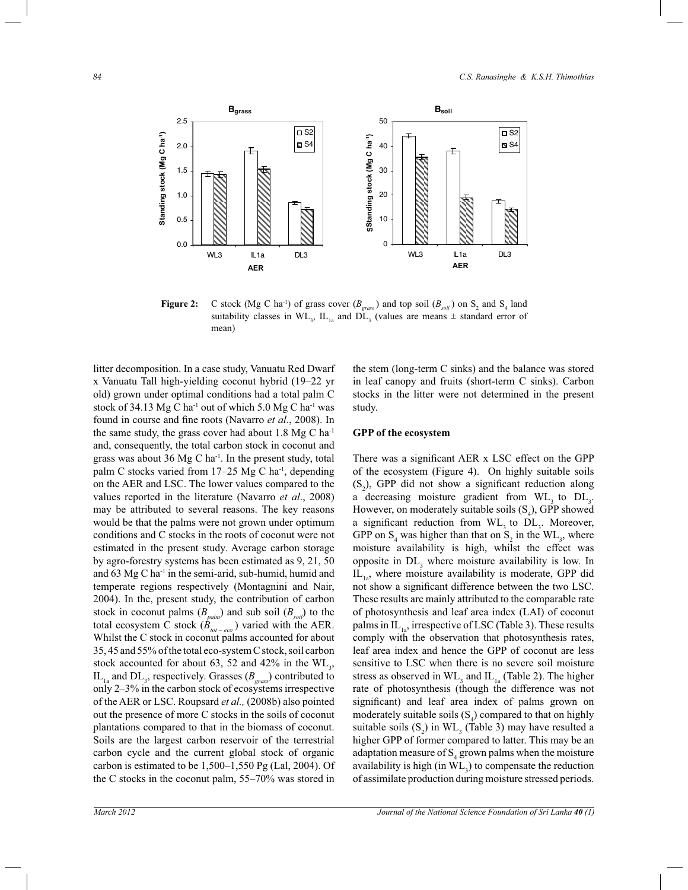**Figure 2:** C stock (Mg C ha$^{-1}$) of grass cover ($B_{grass}$) and top soil ($B_{soil}$) on $S_2$ and $S_4$ land suitability classes in $WL_3$, $IL_{1a}$ and $DL_3$ (values are means ± standard error of mean)

litter decomposition. In a case study, Vanuatu Red Dwarf x Vanuatu Tall high-yielding coconut hybrid (19–22 yr old) grown under optimal conditions had a total palm C stock of 34.13 Mg C ha$^{-1}$ out of which 5.0 Mg C ha$^{-1}$ was found in course and fine roots (Navarro *et al*., 2008). In the same study, the grass cover had about 1.8 Mg C ha$^{-1}$ and, consequently, the total carbon stock in coconut and grass was about 36 Mg C ha$^{-1}$. In the present study, total palm C stocks varied from 17–25 Mg C ha$^{-1}$, depending on the AER and LSC. The lower values compared to the values reported in the literature (Navarro *et al*., 2008) may be attributed to several reasons. The key reasons would be that the palms were not grown under optimum conditions and C stocks in the roots of coconut were not estimated in the present study. Average carbon storage by agro-forestry systems has been estimated as 9, 21, 50 and 63 Mg C ha$^{-1}$ in the semi-arid, sub-humid, humid and temperate regions respectively (Montagnini and Nair, 2004). In the, present study, the contribution of carbon stock in coconut palms ($B_{palm}$) and sub soil ($B_{soil}$) to the total ecosystem C stock ($B_{tot-eco}$) varied with the AER. Whilst the C stock in coconut palms accounted for about 35, 45 and 55% of the total eco-system C stock, soil carbon stock accounted for about 63, 52 and 42% in the $WL_3$, $IL_{1a}$ and $DL_3$, respectively. Grasses ($B_{grass}$) contributed to only 2–3% in the carbon stock of ecosystems irrespective of the AER or LSC. Roupsard *et al.,* (2008b) also pointed out the presence of more C stocks in the soils of coconut plantations compared to that in the biomass of coconut. Soils are the largest carbon reservoir of the terrestrial carbon cycle and the current global stock of organic carbon is estimated to be 1,500–1,550 Pg (Lal, 2004). Of the C stocks in the coconut palm, 55–70% was stored in the stem (long-term C sinks) and the balance was stored in leaf canopy and fruits (short-term C sinks). Carbon stocks in the litter were not determined in the present study.

## GPP of the ecosystem

There was a significant AER x LSC effect on the GPP of the ecosystem (Figure 4). On highly suitable soils ($S_2$), GPP did not show a significant reduction along a decreasing moisture gradient from $WL_3$ to $DL_3$. However, on moderately suitable soils ($S_4$), GPP showed a significant reduction from $WL_3$ to $DL_3$. Moreover, GPP on $S_4$ was higher than that on $S_2$ in the $WL_3$, where moisture availability is high, whilst the effect was opposite in $DL_3$ where moisture availability is low. In $IL_{1a}$, where moisture availability is moderate, GPP did not show a significant difference between the two LSC. These results are mainly attributed to the comparable rate of photosynthesis and leaf area index (LAI) of coconut palms in $IL_{1a}$, irrespective of LSC (Table 3). These results comply with the observation that photosynthesis rates, leaf area index and hence the GPP of coconut are less sensitive to LSC when there is no severe soil moisture stress as observed in $WL_3$ and $IL_{1a}$ (Table 2). The higher rate of photosynthesis (though the difference was not significant) and leaf area index of palms grown on moderately suitable soils ($S_4$) compared to that on highly suitable soils ($S_2$) in $WL_3$ (Table 3) may have resulted a higher GPP of former compared to latter. This may be an adaptation measure of $S_4$ grown palms when the moisture availability is high (in $WL_3$) to compensate the reduction of assimilate production during moisture stressed periods.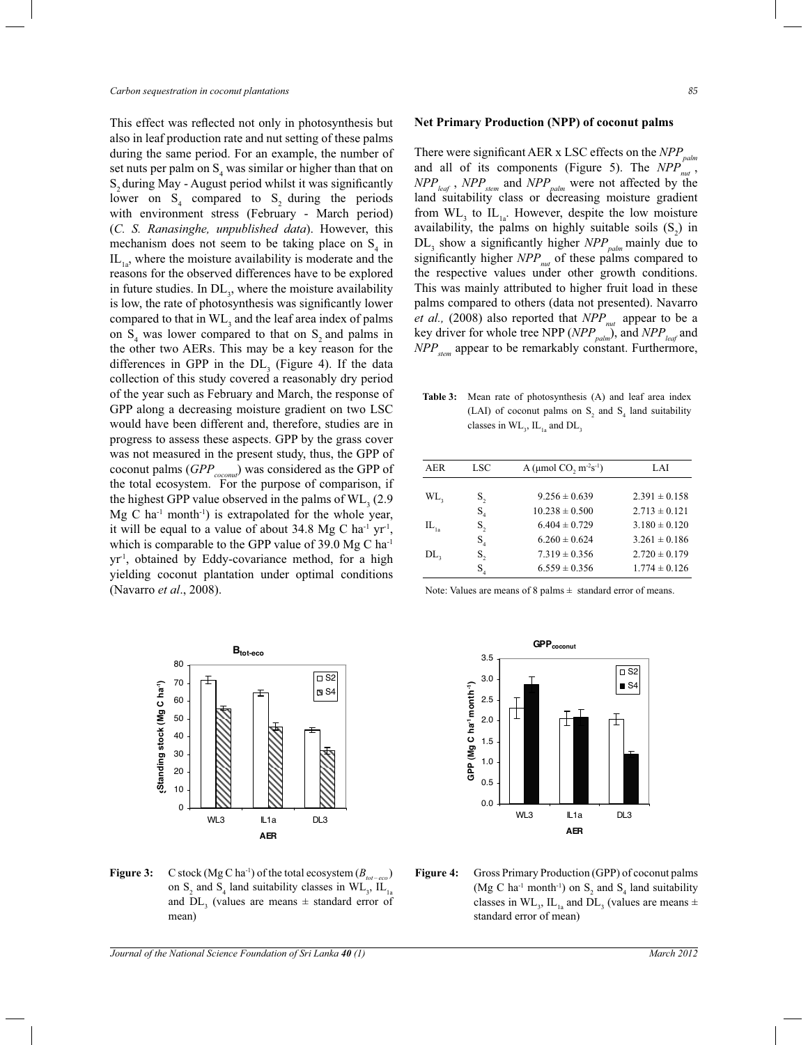This effect was reflected not only in photosynthesis but also in leaf production rate and nut setting of these palms during the same period. For an example, the number of set nuts per palm on $S_4$ was similar or higher than that on $S_2$ during May - August period whilst it was significantly lower on $S_4$ compared to $S_2$ during the periods with environment stress (February - March period) (*C. S. Ranasinghe, unpublished data*). However, this mechanism does not seem to be taking place on $S_4$ in $IL_{1a}$, where the moisture availability is moderate and the reasons for the observed differences have to be explored in future studies. In $DL_3$, where the moisture availability is low, the rate of photosynthesis was significantly lower compared to that in $WL_3$ and the leaf area index of palms on $S_4$ was lower compared to that on $S_2$ and palms in the other two AERs. This may be a key reason for the differences in GPP in the $DL_3$ (Figure 4). If the data collection of this study covered a reasonably dry period of the year such as February and March, the response of GPP along a decreasing moisture gradient on two LSC would have been different and, therefore, studies are in progress to assess these aspects. GPP by the grass cover was not measured in the present study, thus, the GPP of coconut palms ($GPP_{coconut}$) was considered as the GPP of the total ecosystem. For the purpose of comparison, if the highest GPP value observed in the palms of $WL_3$ (2.9 Mg C ha$^{-1}$ month$^{-1}$) is extrapolated for the whole year, it will be equal to a value of about 34.8 Mg C ha$^{-1}$ yr$^{-1}$, which is comparable to the GPP value of 39.0 Mg C ha$^{-1}$ yr$^{-1}$, obtained by Eddy-covariance method, for a high yielding coconut plantation under optimal conditions (Navarro *et al*., 2008).

## Net Primary Production (NPP) of coconut palms

There were significant AER x LSC effects on the $NPP_{palm}$ and all of its components (Figure 5). The $NPP_{nut}$, $NPP_{leaf}$, $NPP_{stem}$ and $NPP_{palm}$ were not affected by the land suitability class or decreasing moisture gradient from $WL_3$ to $IL_{1a}$. However, despite the low moisture availability, the palms on highly suitable soils ($S_2$) in $DL_3$ show a significantly higher $NPP_{palm}$ mainly due to significantly higher $NPP_{nut}$ of these palms compared to the respective values under other growth conditions. This was mainly attributed to higher fruit load in these palms compared to others (data not presented). Navarro *et al.,* (2008) also reported that $NPP_{nut}$ appear to be a key driver for whole tree NPP ($NPP_{palm}$), and $NPP_{leaf}$ and $NPP_{stem}$ appear to be remarkably constant. Furthermore,

**Table 3:** Mean rate of photosynthesis (A) and leaf area index (LAI) of coconut palms on $S_2$ and $S_4$ land suitability classes in $WL_3$, $IL_{1a}$ and $DL_3$

| AER | LSC | A (μmol $CO_2$ m$^{-2}$s$^{-1}$) | LAI |
|---|---|---|---|
| $WL_3$ | $S_2$ | 9.256 ± 0.639 | 2.391 ± 0.158 |
| | $S_4$ | 10.238 ± 0.500 | 2.713 ± 0.121 |
| $IL_{1a}$ | $S_2$ | 6.404 ± 0.729 | 3.180 ± 0.120 |
| | $S_4$ | 6.260 ± 0.624 | 3.261 ± 0.186 |
| $DL_3$ | $S_2$ | 7.319 ± 0.356 | 2.720 ± 0.179 |
| | $S_4$ | 6.559 ± 0.356 | 1.774 ± 0.126 |

Note: Values are means of 8 palms ± standard error of means.

**Figure 3:** C stock (Mg C ha$^{-1}$) of the total ecosystem ($B_{tot-eco}$) on $S_2$ and $S_4$ land suitability classes in $WL_3$, $IL_{1a}$ and $DL_3$ (values are means ± standard error of mean)

**Figure 4:** Gross Primary Production (GPP) of coconut palms (Mg C ha$^{-1}$ month$^{-1}$) on $S_2$ and $S_4$ land suitability classes in $WL_3$, $IL_{1a}$ and $DL_3$ (values are means ± standard error of mean)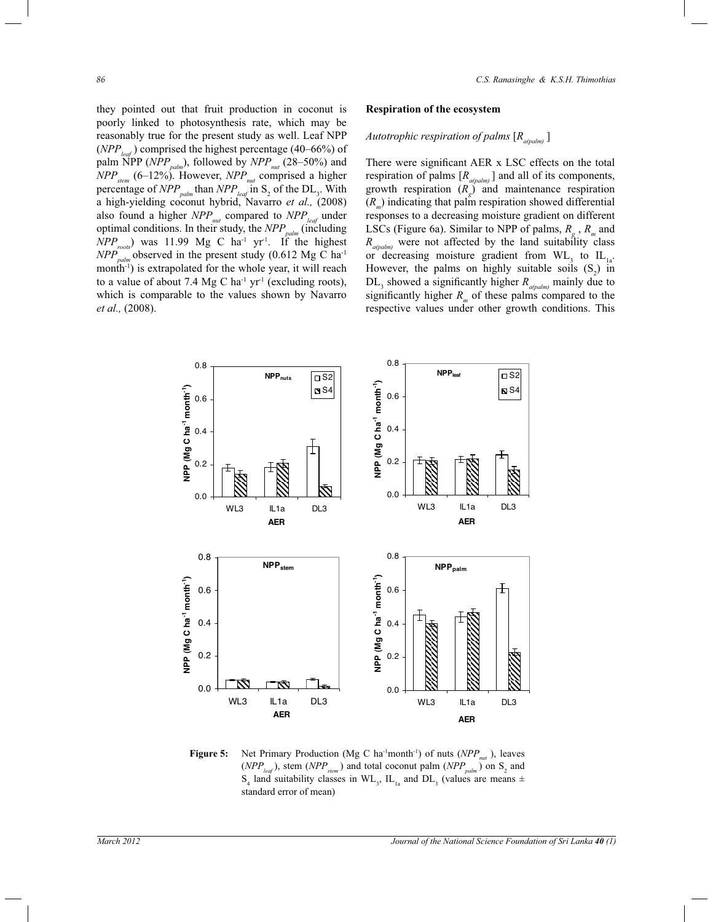they pointed out that fruit production in coconut is poorly linked to photosynthesis rate, which may be reasonably true for the present study as well. Leaf NPP ($NPP_{leaf}$) comprised the highest percentage (40–66%) of palm NPP ($NPP_{palm}$), followed by $NPP_{nut}$ (28–50%) and $NPP_{stem}$ (6–12%). However, $NPP_{nut}$ comprised a higher percentage of $NPP_{palm}$ than $NPP_{leaf}$ in $S_2$ of the $DL_3$. With a high-yielding coconut hybrid, Navarro *et al.,* (2008) also found a higher $NPP_{nut}$ compared to $NPP_{leaf}$ under optimal conditions. In their study, the $NPP_{palm}$ (including $NPP_{roots}$) was 11.99 Mg C ha$^{-1}$ yr$^{-1}$. If the highest $NPP_{palm}$ observed in the present study (0.612 Mg C ha$^{-1}$ month$^{-1}$) is extrapolated for the whole year, it will reach to a value of about 7.4 Mg C ha$^{-1}$ yr$^{-1}$ (excluding roots), which is comparable to the values shown by Navarro *et al.,* (2008).

**Respiration of the ecosystem**

*Autotrophic respiration of palms [$R_{a(palm)}$ ]*

There were significant AER x LSC effects on the total respiration of palms [$R_{a(palm)}$ ] and all of its components, growth respiration ($R_g$) and maintenance respiration ($R_m$) indicating that palm respiration showed differential responses to a decreasing moisture gradient on different LSCs (Figure 6a). Similar to NPP of palms, $R_g$ , $R_m$ and $R_{a(palm)}$ were not affected by the land suitability class or decreasing moisture gradient from $WL_3$ to $IL_{1a}$. However, the palms on highly suitable soils ($S_2$) in $DL_3$ showed a significantly higher $R_{a(palm)}$ mainly due to significantly higher $R_m$ of these palms compared to the respective values under other growth conditions. This

**Figure 5:** Net Primary Production (Mg C ha$^{-1}$month$^{-1}$) of nuts ($NPP_{nut}$ ), leaves ($NPP_{leaf}$ ), stem ($NPP_{stem}$ ) and total coconut palm ($NPP_{palm}$ ) on $S_2$ and $S_4$ land suitability classes in $WL_3$, $IL_{1a}$ and $DL_3$ (values are means ± standard error of mean)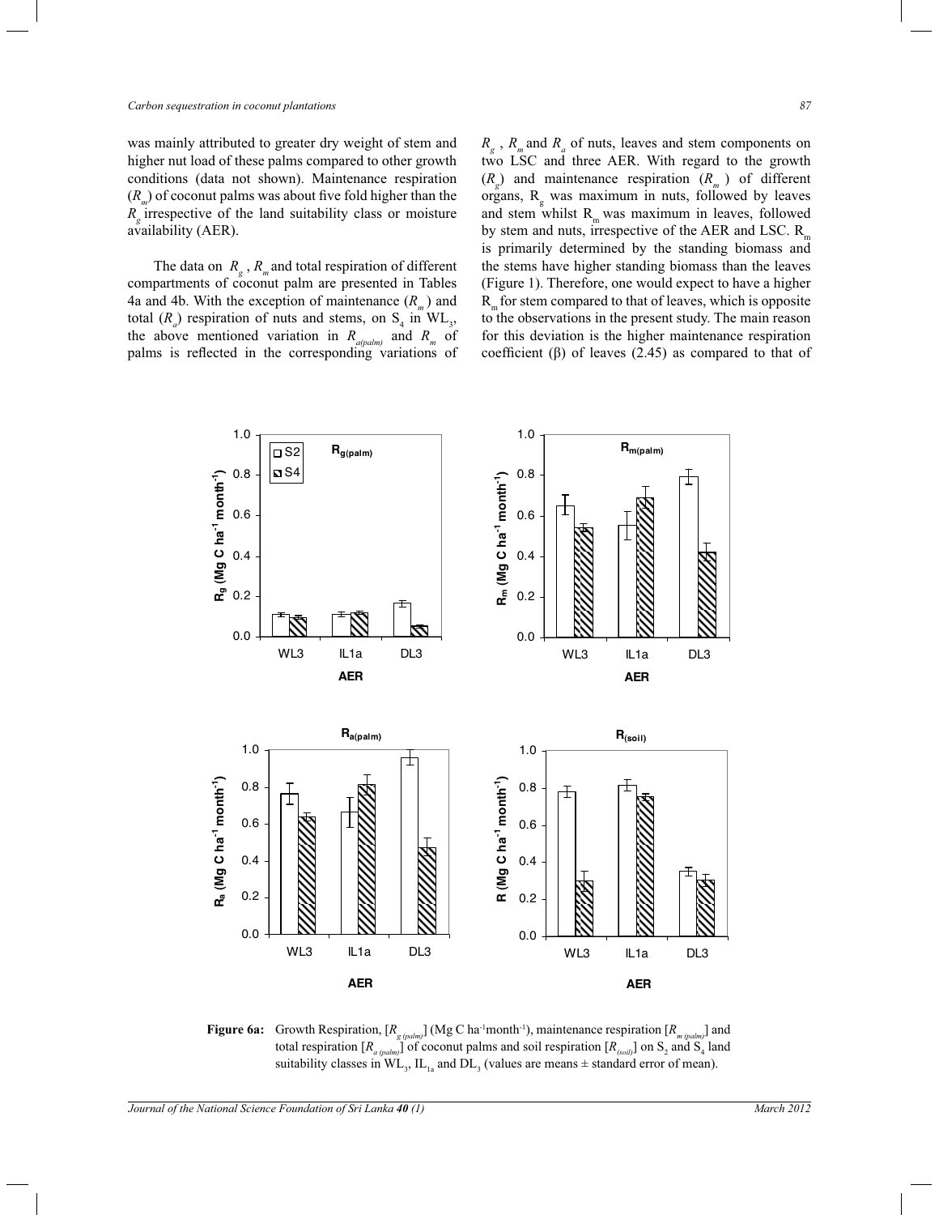was mainly attributed to greater dry weight of stem and higher nut load of these palms compared to other growth conditions (data not shown). Maintenance respiration ($R_m$) of coconut palms was about five fold higher than the $R_g$ irrespective of the land suitability class or moisture availability (AER).

The data on $R_g$, $R_m$ and total respiration of different compartments of coconut palm are presented in Tables 4a and 4b. With the exception of maintenance ($R_m$) and total ($R_a$) respiration of nuts and stems, on $S_4$ in $WL_3$, the above mentioned variation in $R_{a(palm)}$ and $R_m$ of palms is reflected in the corresponding variations of $R_g$, $R_m$ and $R_a$ of nuts, leaves and stem components on two LSC and three AER. With regard to the growth ($R_g$) and maintenance respiration ($R_m$) of different organs, $R_g$ was maximum in nuts, followed by leaves and stem whilst $R_m$ was maximum in leaves, followed by stem and nuts, irrespective of the AER and LSC. $R_m$ is primarily determined by the standing biomass and the stems have higher standing biomass than the leaves (Figure 1). Therefore, one would expect to have a higher $R_m$ for stem compared to that of leaves, which is opposite to the observations in the present study. The main reason for this deviation is the higher maintenance respiration coefficient (β) of leaves (2.45) as compared to that of

**Figure 6a:** Growth Respiration, [$R_{g\,(palm)}$] (Mg C ha$^{-1}$month$^{-1}$), maintenance respiration [$R_{m\,(palm)}$] and total respiration [$R_{a\,(palm)}$] of coconut palms and soil respiration [$R_{(soil)}$] on $S_2$ and $S_4$ land suitability classes in $WL_3$, $IL_{1a}$ and $DL_3$ (values are means ± standard error of mean).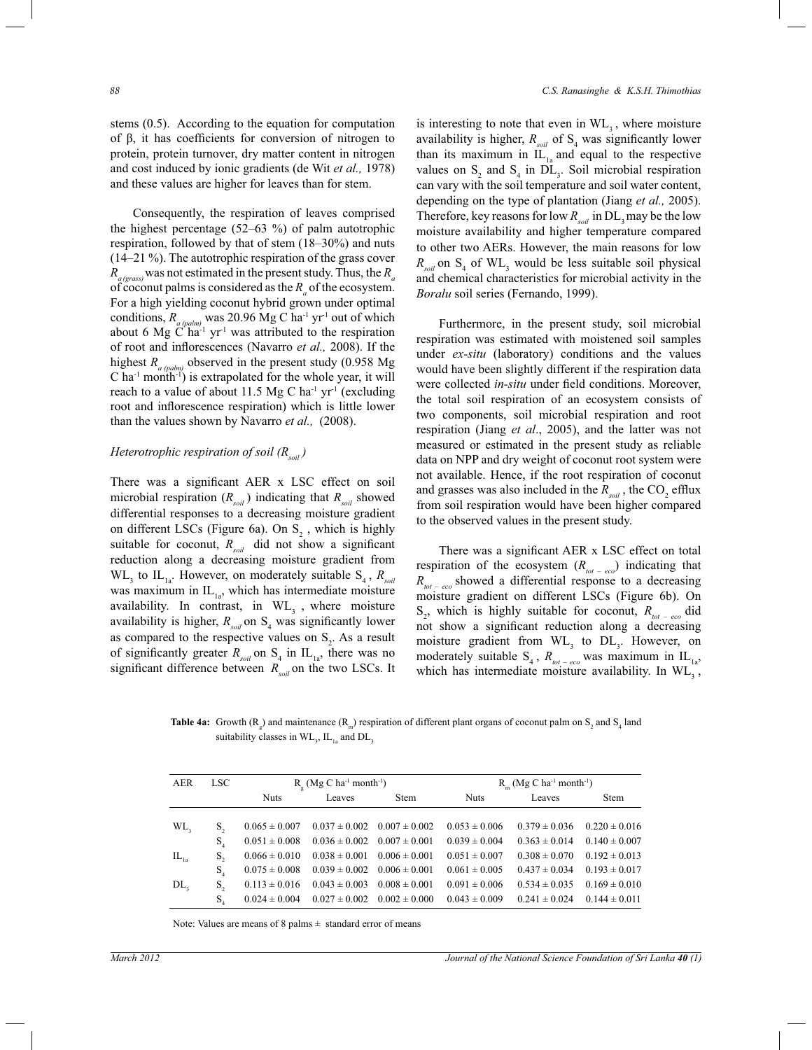stems (0.5). According to the equation for computation of β, it has coefficients for conversion of nitrogen to protein, protein turnover, dry matter content in nitrogen and cost induced by ionic gradients (de Wit *et al.,* 1978) and these values are higher for leaves than for stem.

Consequently, the respiration of leaves comprised the highest percentage (52–63 %) of palm autotrophic respiration, followed by that of stem (18–30%) and nuts (14–21 %). The autotrophic respiration of the grass cover $R_{a\,(grass)}$ was not estimated in the present study. Thus, the $R_a$ of coconut palms is considered as the $R_a$ of the ecosystem. For a high yielding coconut hybrid grown under optimal conditions, $R_{a\,(palm)}$ was 20.96 Mg C ha$^{-1}$ yr$^{-1}$ out of which about 6 Mg C ha$^{-1}$ yr$^{-1}$ was attributed to the respiration of root and inflorescences (Navarro *et al.,* 2008). If the highest $R_{a\,(palm)}$ observed in the present study (0.958 Mg C ha$^{-1}$ month$^{-1}$) is extrapolated for the whole year, it will reach to a value of about 11.5 Mg C ha$^{-1}$ yr$^{-1}$ (excluding root and inflorescence respiration) which is little lower than the values shown by Navarro *et al.,* (2008).

### *Heterotrophic respiration of soil ($R_{soil}$)*

There was a significant AER x LSC effect on soil microbial respiration ($R_{soil}$) indicating that $R_{soil}$ showed differential responses to a decreasing moisture gradient on different LSCs (Figure 6a). On $S_2$, which is highly suitable for coconut, $R_{soil}$ did not show a significant reduction along a decreasing moisture gradient from $WL_3$ to $IL_{1a}$. However, on moderately suitable $S_4$, $R_{soil}$ was maximum in $IL_{1a}$, which has intermediate moisture availability. In contrast, in $WL_3$, where moisture availability is higher, $R_{soil}$ on $S_4$ was significantly lower as compared to the respective values on $S_2$. As a result of significantly greater $R_{soil}$ on $S_4$ in $IL_{1a}$, there was no significant difference between $R_{soil}$ on the two LSCs. It is interesting to note that even in $WL_3$, where moisture availability is higher, $R_{soil}$ of $S_4$ was significantly lower than its maximum in $IL_{1a}$ and equal to the respective values on $S_2$ and $S_4$ in $DL_3$. Soil microbial respiration can vary with the soil temperature and soil water content, depending on the type of plantation (Jiang *et al.,* 2005). Therefore, key reasons for low $R_{soil}$ in $DL_3$ may be the low moisture availability and higher temperature compared to other two AERs. However, the main reasons for low $R_{soil}$ on $S_4$ of $WL_3$ would be less suitable soil physical and chemical characteristics for microbial activity in the *Boralu* soil series (Fernando, 1999).

Furthermore, in the present study, soil microbial respiration was estimated with moistened soil samples under *ex-situ* (laboratory) conditions and the values would have been slightly different if the respiration data were collected *in-situ* under field conditions. Moreover, the total soil respiration of an ecosystem consists of two components, soil microbial respiration and root respiration (Jiang *et al*., 2005), and the latter was not measured or estimated in the present study as reliable data on NPP and dry weight of coconut root system were not available. Hence, if the root respiration of coconut and grasses was also included in the $R_{soil}$, the $CO_2$ efflux from soil respiration would have been higher compared to the observed values in the present study.

There was a significant AER x LSC effect on total respiration of the ecosystem ($R_{tot-eco}$) indicating that $R_{tot-eco}$ showed a differential response to a decreasing moisture gradient on different LSCs (Figure 6b). On $S_2$, which is highly suitable for coconut, $R_{tot-eco}$ did not show a significant reduction along a decreasing moisture gradient from $WL_3$ to $DL_3$. However, on moderately suitable $S_4$, $R_{tot-eco}$ was maximum in $IL_{1a}$, which has intermediate moisture availability. In $WL_3$,

**Table 4a:** Growth ($R_g$) and maintenance ($R_m$) respiration of different plant organs of coconut palm on $S_2$ and $S_4$ land suitability classes in $WL_3$, $IL_{1a}$ and $DL_3$

| AER | LSC | $R_g$ (Mg C ha$^{-1}$ month$^{-1}$) | | | $R_m$ (Mg C ha$^{-1}$ month$^{-1}$) | | |
|---|---|---|---|---|---|---|---|
| | | Nuts | Leaves | Stem | Nuts | Leaves | Stem |
| $WL_3$ | $S_2$ | 0.065 ± 0.007 | 0.037 ± 0.002 | 0.007 ± 0.002 | 0.053 ± 0.006 | 0.379 ± 0.036 | 0.220 ± 0.016 |
| | $S_4$ | 0.051 ± 0.008 | 0.036 ± 0.002 | 0.007 ± 0.001 | 0.039 ± 0.004 | 0.363 ± 0.014 | 0.140 ± 0.007 |
| $IL_{1a}$ | $S_2$ | 0.066 ± 0.010 | 0.038 ± 0.001 | 0.006 ± 0.001 | 0.051 ± 0.007 | 0.308 ± 0.070 | 0.192 ± 0.013 |
| | $S_4$ | 0.075 ± 0.008 | 0.039 ± 0.002 | 0.006 ± 0.001 | 0.061 ± 0.005 | 0.437 ± 0.034 | 0.193 ± 0.017 |
| $DL_3$ | $S_2$ | 0.113 ± 0.016 | 0.043 ± 0.003 | 0.008 ± 0.001 | 0.091 ± 0.006 | 0.534 ± 0.035 | 0.169 ± 0.010 |
| | $S_4$ | 0.024 ± 0.004 | 0.027 ± 0.002 | 0.002 ± 0.000 | 0.043 ± 0.009 | 0.241 ± 0.024 | 0.144 ± 0.011 |

Note: Values are means of 8 palms ± standard error of means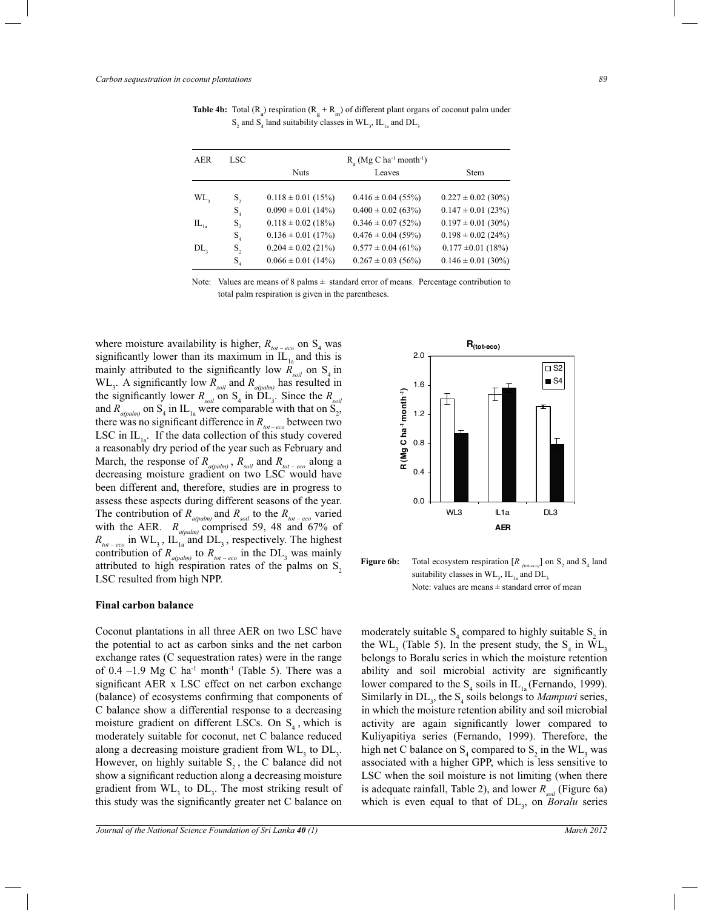**Table 4b:** Total ($R_a$) respiration ($R_g + R_m$) of different plant organs of coconut palm under $S_2$ and $S_4$ land suitability classes in $WL_3$, $IL_{1a}$ and $DL_3$

| AER | LSC | $R_a$ (Mg C ha$^{-1}$ month$^{-1}$) | | |
|---|---|---|---|---|
| | | Nuts | Leaves | Stem |
| $WL_3$ | $S_2$ | 0.118 ± 0.01 (15%) | 0.416 ± 0.04 (55%) | 0.227 ± 0.02 (30%) |
| | $S_4$ | 0.090 ± 0.01 (14%) | 0.400 ± 0.02 (63%) | 0.147 ± 0.01 (23%) |
| $IL_{1a}$ | $S_2$ | 0.118 ± 0.02 (18%) | 0.346 ± 0.07 (52%) | 0.197 ± 0.01 (30%) |
| | $S_4$ | 0.136 ± 0.01 (17%) | 0.476 ± 0.04 (59%) | 0.198 ± 0.02 (24%) |
| $DL_3$ | $S_2$ | 0.204 ± 0.02 (21%) | 0.577 ± 0.04 (61%) | 0.177 ±0.01 (18%) |
| | $S_4$ | 0.066 ± 0.01 (14%) | 0.267 ± 0.03 (56%) | 0.146 ± 0.01 (30%) |

Note: Values are means of 8 palms ± standard error of means. Percentage contribution to total palm respiration is given in the parentheses.

where moisture availability is higher, $R_{tot-eco}$ on $S_4$ was significantly lower than its maximum in $IL_{1a}$ and this is mainly attributed to the significantly low $R_{soil}$ on $S_4$ in $WL_3$. A significantly low $R_{soil}$ and $R_{a(palm)}$ has resulted in the significantly lower $R_{soil}$ on $S_4$ in $DL_3$. Since the $R_{soil}$ and $R_{a(palm)}$ on $S_4$ in $IL_{1a}$ were comparable with that on $S_2$, there was no significant difference in $R_{tot-eco}$ between two LSC in $IL_{1a}$. If the data collection of this study covered a reasonably dry period of the year such as February and March, the response of $R_{a(palm)}$, $R_{soil}$ and $R_{tot-eco}$ along a decreasing moisture gradient on two LSC would have been different and, therefore, studies are in progress to assess these aspects during different seasons of the year. The contribution of $R_{a(palm)}$ and $R_{soil}$ to the $R_{tot-eco}$ varied with the AER. $R_{a(palm)}$ comprised 59, 48 and 67% of $R_{tot-eco}$ in $WL_3$, $IL_{1a}$ and $DL_3$, respectively. The highest contribution of $R_{a(palm)}$ to $R_{tot-eco}$ in the $DL_3$ was mainly attributed to high respiration rates of the palms on $S_2$ LSC resulted from high NPP.

**Figure 6b:** Total ecosystem respiration [$R_{(tot-eco)}$] on $S_2$ and $S_4$ land suitability classes in $WL_3$, $IL_{1a}$ and $DL_3$

Note: values are means ± standard error of mean

## Final carbon balance

Coconut plantations in all three AER on two LSC have the potential to act as carbon sinks and the net carbon exchange rates (C sequestration rates) were in the range of 0.4 –1.9 Mg C ha$^{-1}$ month$^{-1}$ (Table 5). There was a significant AER x LSC effect on net carbon exchange (balance) of ecosystems confirming that components of C balance show a differential response to a decreasing moisture gradient on different LSCs. On $S_4$, which is moderately suitable for coconut, net C balance reduced along a decreasing moisture gradient from $WL_3$ to $DL_3$. However, on highly suitable $S_2$, the C balance did not show a significant reduction along a decreasing moisture gradient from $WL_3$ to $DL_3$. The most striking result of this study was the significantly greater net C balance on moderately suitable $S_4$ compared to highly suitable $S_2$ in the $WL_3$ (Table 5). In the present study, the $S_4$ in $WL_3$ belongs to Boralu series in which the moisture retention ability and soil microbial activity are significantly lower compared to the $S_4$ soils in $IL_{1a}$ (Fernando, 1999). Similarly in $DL_3$, the $S_4$ soils belongs to *Mampuri* series, in which the moisture retention ability and soil microbial activity are again significantly lower compared to Kuliyapitiya series (Fernando, 1999). Therefore, the high net C balance on $S_4$ compared to $S_2$ in the $WL_3$ was associated with a higher GPP, which is less sensitive to LSC when the soil moisture is not limiting (when there is adequate rainfall, Table 2), and lower $R_{soil}$ (Figure 6a) which is even equal to that of $DL_3$, on *Boralu* series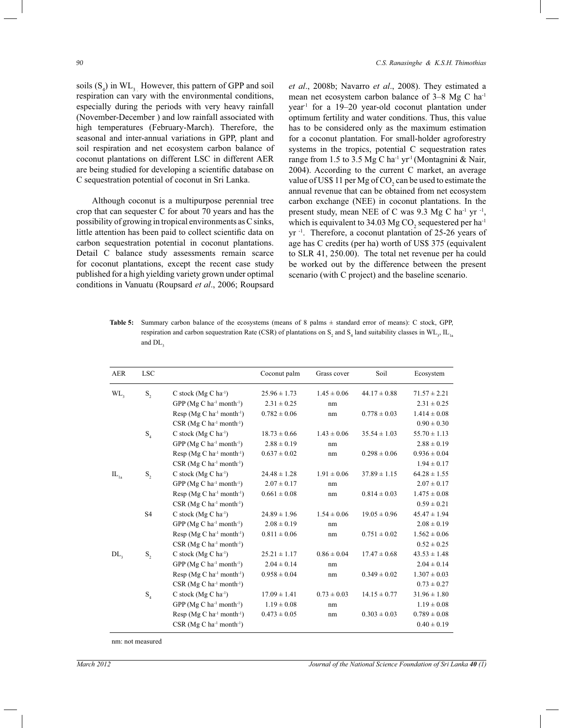soils ($S_4$) in $WL_3$. However, this pattern of GPP and soil respiration can vary with the environmental conditions, especially during the periods with very heavy rainfall (November-December ) and low rainfall associated with high temperatures (February-March). Therefore, the seasonal and inter-annual variations in GPP, plant and soil respiration and net ecosystem carbon balance of coconut plantations on different LSC in different AER are being studied for developing a scientific database on C sequestration potential of coconut in Sri Lanka.

Although coconut is a multipurpose perennial tree crop that can sequester C for about 70 years and has the possibility of growing in tropical environments as C sinks, little attention has been paid to collect scientific data on carbon sequestration potential in coconut plantations. Detail C balance study assessments remain scarce for coconut plantations, except the recent case study published for a high yielding variety grown under optimal conditions in Vanuatu (Roupsard *et al*., 2006; Roupsard *et al*., 2008b; Navarro *et al*., 2008). They estimated a mean net ecosystem carbon balance of 3–8 Mg C ha$^{-1}$ year$^{-1}$ for a 19–20 year-old coconut plantation under optimum fertility and water conditions. Thus, this value has to be considered only as the maximum estimation for a coconut plantation. For small-holder agroforestry systems in the tropics, potential C sequestration rates range from 1.5 to 3.5 Mg C ha$^{-1}$ yr$^{-1}$ (Montagnini & Nair, 2004). According to the current C market, an average value of US$ 11 per Mg of $CO_2$ can be used to estimate the annual revenue that can be obtained from net ecosystem carbon exchange (NEE) in coconut plantations. In the present study, mean NEE of C was 9.3 Mg C ha$^{-1}$ yr$^{-1}$, which is equivalent to 34.03 Mg $CO_2$ sequestered per ha$^{-1}$ yr$^{-1}$. Therefore, a coconut plantation of 25-26 years of age has C credits (per ha) worth of US$ 375 (equivalent to SLR 41, 250.00). The total net revenue per ha could be worked out by the difference between the present scenario (with C project) and the baseline scenario.

**Table 5:** Summary carbon balance of the ecosystems (means of 8 palms ± standard error of means): C stock, GPP, respiration and carbon sequestration Rate (CSR) of plantations on $S_2$ and $S_4$ land suitability classes in $WL_3$, $IL_{1a}$ and $DL_3$

| AER | LSC | | Coconut palm | Grass cover | Soil | Ecosystem |
|---|---|---|---|---|---|---|
| $WL_3$ | $S_2$ | C stock (Mg C ha$^{-1}$) | 25.96 ± 1.73 | 1.45 ± 0.06 | 44.17 ± 0.88 | 71.57 ± 2.21 |
| | | GPP (Mg C ha$^{-1}$ month$^{-1}$) | 2.31 ± 0.25 | nm | | 2.31 ± 0.25 |
| | | Resp (Mg C ha$^{-1}$ month$^{-1}$) | 0.782 ± 0.06 | nm | 0.778 ± 0.03 | 1.414 ± 0.08 |
| | | CSR (Mg C ha$^{-1}$ month$^{-1}$) | | | | 0.90 ± 0.30 |
| | $S_4$ | C stock (Mg C ha$^{-1}$) | 18.73 ± 0.66 | 1.43 ± 0.06 | 35.54 ± 1.03 | 55.70 ± 1.13 |
| | | GPP (Mg C ha$^{-1}$ month$^{-1}$) | 2.88 ± 0.19 | nm | | 2.88 ± 0.19 |
| | | Resp (Mg C ha$^{-1}$ month$^{-1}$) | 0.637 ± 0.02 | nm | 0.298 ± 0.06 | 0.936 ± 0.04 |
| | | CSR (Mg C ha$^{-1}$ month$^{-1}$) | | | | 1.94 ± 0.17 |
| $IL_{1a}$ | $S_2$ | C stock (Mg C ha$^{-1}$) | 24.48 ± 1.28 | 1.91 ± 0.06 | 37.89 ± 1.15 | 64.28 ± 1.55 |
| | | GPP (Mg C ha$^{-1}$ month$^{-1}$) | 2.07 ± 0.17 | nm | | 2.07 ± 0.17 |
| | | Resp (Mg C ha$^{-1}$ month$^{-1}$) | 0.661 ± 0.08 | nm | 0.814 ± 0.03 | 1.475 ± 0.08 |
| | | CSR (Mg C ha$^{-1}$ month$^{-1}$) | | | | 0.59 ± 0.21 |
| | S4 | C stock (Mg C ha$^{-1}$) | 24.89 ± 1.96 | 1.54 ± 0.06 | 19.05 ± 0.96 | 45.47 ± 1.94 |
| | | GPP (Mg C ha$^{-1}$ month$^{-1}$) | 2.08 ± 0.19 | nm | | 2.08 ± 0.19 |
| | | Resp (Mg C ha$^{-1}$ month$^{-1}$) | 0.811 ± 0.06 | nm | 0.751 ± 0.02 | 1.562 ± 0.06 |
| | | CSR (Mg C ha$^{-1}$ month$^{-1}$) | | | | 0.52 ± 0.25 |
| $DL_3$ | $S_2$ | C stock (Mg C ha$^{-1}$) | 25.21 ± 1.17 | 0.86 ± 0.04 | 17.47 ± 0.68 | 43.53 ± 1.48 |
| | | GPP (Mg C ha$^{-1}$ month$^{-1}$) | 2.04 ± 0.14 | nm | | 2.04 ± 0.14 |
| | | Resp (Mg C ha$^{-1}$ month$^{-1}$) | 0.958 ± 0.04 | nm | 0.349 ± 0.02 | 1.307 ± 0.03 |
| | | CSR (Mg C ha$^{-1}$ month$^{-1}$) | | | | 0.73 ± 0.27 |
| | $S_4$ | C stock (Mg C ha$^{-1}$) | 17.09 ± 1.41 | 0.73 ± 0.03 | 14.15 ± 0.77 | 31.96 ± 1.80 |
| | | GPP (Mg C ha$^{-1}$ month$^{-1}$) | 1.19 ± 0.08 | nm | | 1.19 ± 0.08 |
| | | Resp (Mg C ha$^{-1}$ month$^{-1}$) | 0.473 ± 0.05 | nm | 0.303 ± 0.03 | 0.789 ± 0.08 |
| | | CSR (Mg C ha$^{-1}$ month$^{-1}$) | | | | 0.40 ± 0.19 |

nm: not measured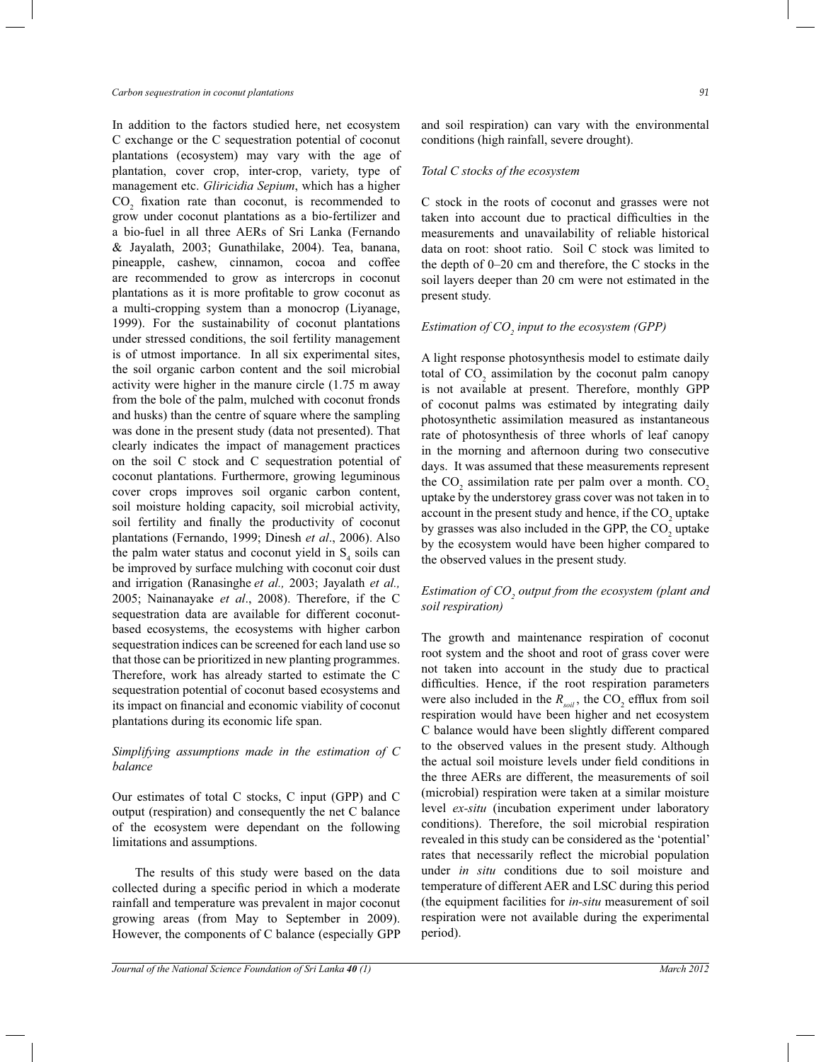In addition to the factors studied here, net ecosystem C exchange or the C sequestration potential of coconut plantations (ecosystem) may vary with the age of plantation, cover crop, inter-crop, variety, type of management etc. *Gliricidia Sepium*, which has a higher $CO_2$ fixation rate than coconut, is recommended to grow under coconut plantations as a bio-fertilizer and a bio-fuel in all three AERs of Sri Lanka (Fernando & Jayalath, 2003; Gunathilake, 2004). Tea, banana, pineapple, cashew, cinnamon, cocoa and coffee are recommended to grow as intercrops in coconut plantations as it is more profitable to grow coconut as a multi-cropping system than a monocrop (Liyanage, 1999). For the sustainability of coconut plantations under stressed conditions, the soil fertility management is of utmost importance. In all six experimental sites, the soil organic carbon content and the soil microbial activity were higher in the manure circle (1.75 m away from the bole of the palm, mulched with coconut fronds and husks) than the centre of square where the sampling was done in the present study (data not presented). That clearly indicates the impact of management practices on the soil C stock and C sequestration potential of coconut plantations. Furthermore, growing leguminous cover crops improves soil organic carbon content, soil moisture holding capacity, soil microbial activity, soil fertility and finally the productivity of coconut plantations (Fernando, 1999; Dinesh *et al*., 2006). Also the palm water status and coconut yield in $S_4$ soils can be improved by surface mulching with coconut coir dust and irrigation (Ranasinghe *et al.,* 2003; Jayalath *et al.,* 2005; Nainanayake *et al*., 2008). Therefore, if the C sequestration data are available for different coconut-based ecosystems, the ecosystems with higher carbon sequestration indices can be screened for each land use so that those can be prioritized in new planting programmes. Therefore, work has already started to estimate the C sequestration potential of coconut based ecosystems and its impact on financial and economic viability of coconut plantations during its economic life span.

*Simplifying assumptions made in the estimation of C balance*

Our estimates of total C stocks, C input (GPP) and C output (respiration) and consequently the net C balance of the ecosystem were dependant on the following limitations and assumptions.

The results of this study were based on the data collected during a specific period in which a moderate rainfall and temperature was prevalent in major coconut growing areas (from May to September in 2009). However, the components of C balance (especially GPP and soil respiration) can vary with the environmental conditions (high rainfall, severe drought).

*Total C stocks of the ecosystem*

C stock in the roots of coconut and grasses were not taken into account due to practical difficulties in the measurements and unavailability of reliable historical data on root: shoot ratio. Soil C stock was limited to the depth of 0–20 cm and therefore, the C stocks in the soil layers deeper than 20 cm were not estimated in the present study.

*Estimation of $CO_2$ input to the ecosystem (GPP)*

A light response photosynthesis model to estimate daily total of $CO_2$ assimilation by the coconut palm canopy is not available at present. Therefore, monthly GPP of coconut palms was estimated by integrating daily photosynthetic assimilation measured as instantaneous rate of photosynthesis of three whorls of leaf canopy in the morning and afternoon during two consecutive days. It was assumed that these measurements represent the $CO_2$ assimilation rate per palm over a month. $CO_2$ uptake by the understorey grass cover was not taken in to account in the present study and hence, if the $CO_2$ uptake by grasses was also included in the GPP, the $CO_2$ uptake by the ecosystem would have been higher compared to the observed values in the present study.

*Estimation of $CO_2$ output from the ecosystem (plant and soil respiration)*

The growth and maintenance respiration of coconut root system and the shoot and root of grass cover were not taken into account in the study due to practical difficulties. Hence, if the root respiration parameters were also included in the $R_{soil}$, the $CO_2$ efflux from soil respiration would have been higher and net ecosystem C balance would have been slightly different compared to the observed values in the present study. Although the actual soil moisture levels under field conditions in the three AERs are different, the measurements of soil (microbial) respiration were taken at a similar moisture level *ex-situ* (incubation experiment under laboratory conditions). Therefore, the soil microbial respiration revealed in this study can be considered as the 'potential' rates that necessarily reflect the microbial population under *in situ* conditions due to soil moisture and temperature of different AER and LSC during this period (the equipment facilities for *in-situ* measurement of soil respiration were not available during the experimental period).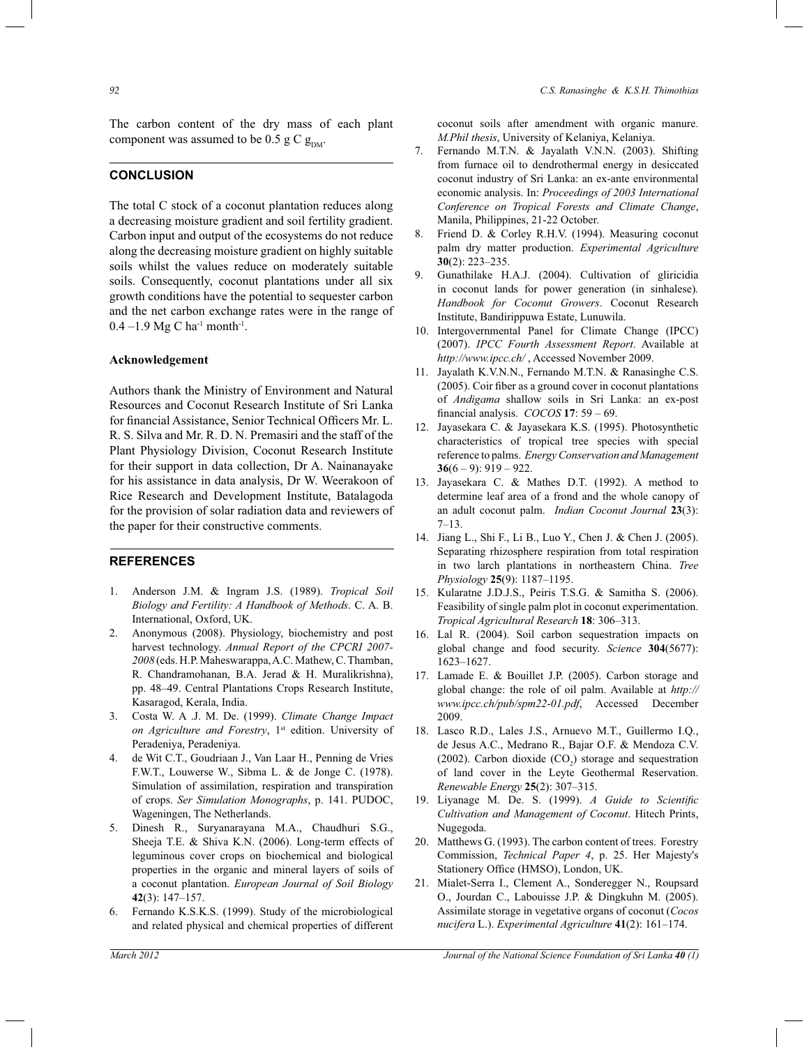The carbon content of the dry mass of each plant component was assumed to be 0.5 g C $g_{DM}$.

## CONCLUSION

The total C stock of a coconut plantation reduces along a decreasing moisture gradient and soil fertility gradient. Carbon input and output of the ecosystems do not reduce along the decreasing moisture gradient on highly suitable soils whilst the values reduce on moderately suitable soils. Consequently, coconut plantations under all six growth conditions have the potential to sequester carbon and the net carbon exchange rates were in the range of 0.4 –1.9 Mg C $ha^{-1}$ $month^{-1}$.

### Acknowledgement

Authors thank the Ministry of Environment and Natural Resources and Coconut Research Institute of Sri Lanka for financial Assistance, Senior Technical Officers Mr. L. R. S. Silva and Mr. R. D. N. Premasiri and the staff of the Plant Physiology Division, Coconut Research Institute for their support in data collection, Dr A. Nainanayake for his assistance in data analysis, Dr W. Weerakoon of Rice Research and Development Institute, Batalagoda for the provision of solar radiation data and reviewers of the paper for their constructive comments.

## REFERENCES

1. Anderson J.M. & Ingram J.S. (1989). *Tropical Soil Biology and Fertility: A Handbook of Methods*. C. A. B. International, Oxford, UK.
2. Anonymous (2008). Physiology, biochemistry and post harvest technology. *Annual Report of the CPCRI 2007-2008* (eds. H.P. Maheswarappa, A.C. Mathew, C. Thamban, R. Chandramohanan, B.A. Jerad & H. Muralikrishna), pp. 48–49. Central Plantations Crops Research Institute, Kasaragod, Kerala, India.
3. Costa W. A .J. M. De. (1999). *Climate Change Impact on Agriculture and Forestry*, 1st edition. University of Peradeniya, Peradeniya.
4. de Wit C.T., Goudriaan J., Van Laar H., Penning de Vries F.W.T., Louwerse W., Sibma L. & de Jonge C. (1978). Simulation of assimilation, respiration and transpiration of crops. *Ser Simulation Monographs*, p. 141. PUDOC, Wageningen, The Netherlands.
5. Dinesh R., Suryanarayana M.A., Chaudhuri S.G., Sheeja T.E. & Shiva K.N. (2006). Long-term effects of leguminous cover crops on biochemical and biological properties in the organic and mineral layers of soils of a coconut plantation. *European Journal of Soil Biology* **42**(3): 147–157.
6. Fernando K.S.K.S. (1999). Study of the microbiological and related physical and chemical properties of different coconut soils after amendment with organic manure. *M.Phil thesis*, University of Kelaniya, Kelaniya.
7. Fernando M.T.N. & Jayalath V.N.N. (2003). Shifting from furnace oil to dendrothermal energy in desiccated coconut industry of Sri Lanka: an ex-ante environmental economic analysis. In: *Proceedings of 2003 International Conference on Tropical Forests and Climate Change*, Manila, Philippines, 21-22 October.
8. Friend D. & Corley R.H.V. (1994). Measuring coconut palm dry matter production. *Experimental Agriculture* **30**(2): 223–235.
9. Gunathilake H.A.J. (2004). Cultivation of gliricidia in coconut lands for power generation (in sinhalese). *Handbook for Coconut Growers*. Coconut Research Institute, Bandirippuwa Estate, Lunuwila.
10. Intergovernmental Panel for Climate Change (IPCC) (2007). *IPCC Fourth Assessment Report*. Available at *http://www.ipcc.ch/* , Accessed November 2009.
11. Jayalath K.V.N.N., Fernando M.T.N. & Ranasinghe C.S. (2005). Coir fiber as a ground cover in coconut plantations of *Andigama* shallow soils in Sri Lanka: an ex-post financial analysis. *COCOS* **17**: 59 – 69.
12. Jayasekara C. & Jayasekara K.S. (1995). Photosynthetic characteristics of tropical tree species with special reference to palms. *Energy Conservation and Management* **36**(6 – 9): 919 – 922.
13. Jayasekara C. & Mathes D.T. (1992). A method to determine leaf area of a frond and the whole canopy of an adult coconut palm. *Indian Coconut Journal* **23**(3): 7–13.
14. Jiang L., Shi F., Li B., Luo Y., Chen J. & Chen J. (2005). Separating rhizosphere respiration from total respiration in two larch plantations in northeastern China. *Tree Physiology* **25**(9): 1187–1195.
15. Kularatne J.D.J.S., Peiris T.S.G. & Samitha S. (2006). Feasibility of single palm plot in coconut experimentation. *Tropical Agricultural Research* **18**: 306–313.
16. Lal R. (2004). Soil carbon sequestration impacts on global change and food security. *Science* **304**(5677): 1623–1627.
17. Lamade E. & Bouillet J.P. (2005). Carbon storage and global change: the role of oil palm. Available at *http://www.ipcc.ch/pub/spm22-01.pdf*, Accessed December 2009.
18. Lasco R.D., Lales J.S., Arnuevo M.T., Guillermo I.Q., de Jesus A.C., Medrano R., Bajar O.F. & Mendoza C.V. (2002). Carbon dioxide ($CO_2$) storage and sequestration of land cover in the Leyte Geothermal Reservation. *Renewable Energy* **25**(2): 307–315.
19. Liyanage M. De. S. (1999). *A Guide to Scientific Cultivation and Management of Coconut*. Hitech Prints, Nugegoda.
20. Matthews G. (1993). The carbon content of trees. Forestry Commission, *Technical Paper 4*, p. 25. Her Majesty's Stationery Office (HMSO), London, UK.
21. Mialet-Serra I., Clement A., Sonderegger N., Roupsard O., Jourdan C., Labouisse J.P. & Dingkuhn M. (2005). Assimilate storage in vegetative organs of coconut (*Cocos nucifera* L.). *Experimental Agriculture* **41**(2): 161–174.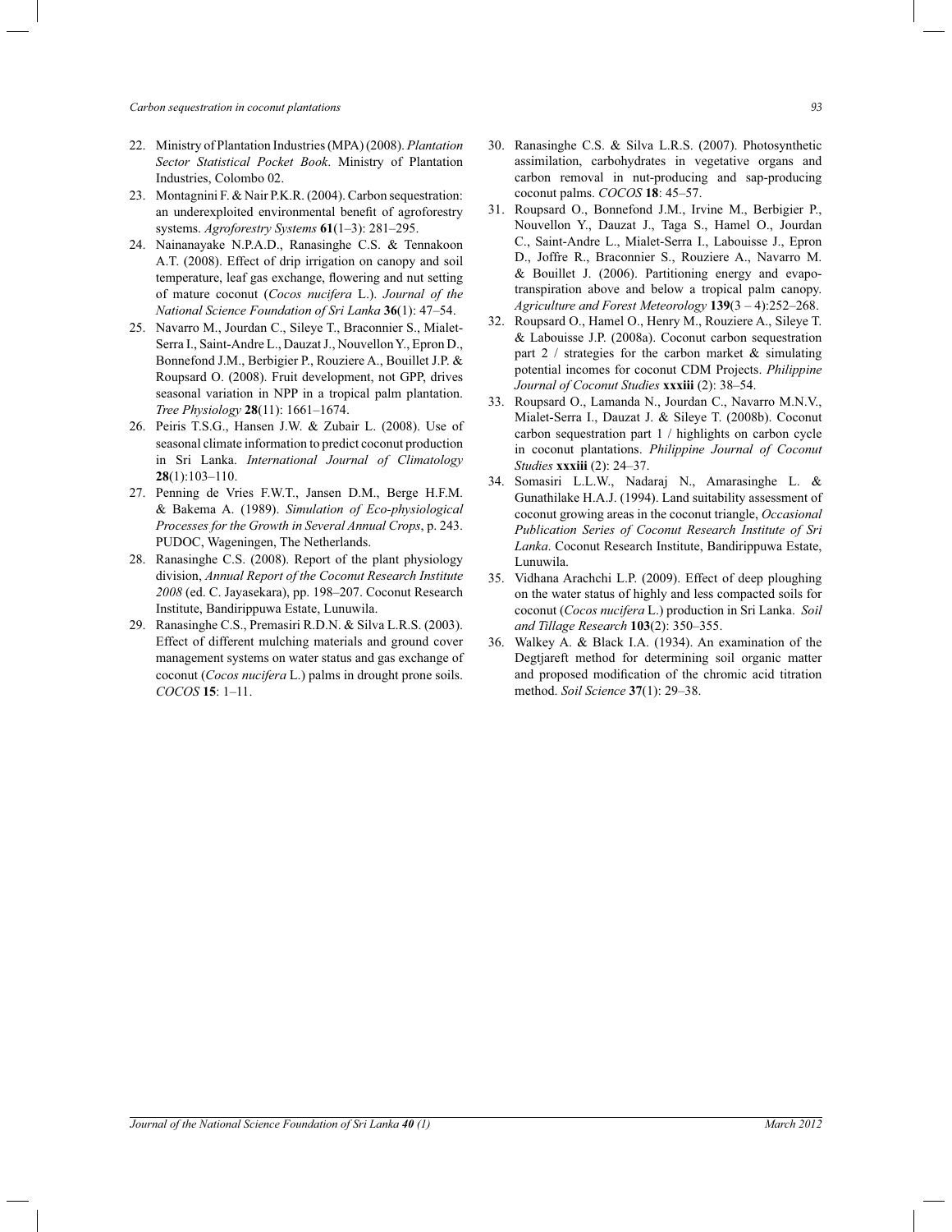22. Ministry of Plantation Industries (MPA) (2008). *Plantation Sector Statistical Pocket Book*. Ministry of Plantation Industries, Colombo 02.
23. Montagnini F. & Nair P.K.R. (2004). Carbon sequestration: an underexploited environmental benefit of agroforestry systems. *Agroforestry Systems* **61**(1–3): 281–295.
24. Nainanayake N.P.A.D., Ranasinghe C.S. & Tennakoon A.T. (2008). Effect of drip irrigation on canopy and soil temperature, leaf gas exchange, flowering and nut setting of mature coconut (*Cocos nucifera* L.). *Journal of the National Science Foundation of Sri Lanka* **36**(1): 47–54.
25. Navarro M., Jourdan C., Sileye T., Braconnier S., Mialet-Serra I., Saint-Andre L., Dauzat J., Nouvellon Y., Epron D., Bonnefond J.M., Berbigier P., Rouziere A., Bouillet J.P. & Roupsard O. (2008). Fruit development, not GPP, drives seasonal variation in NPP in a tropical palm plantation. *Tree Physiology* **28**(11): 1661–1674.
26. Peiris T.S.G., Hansen J.W. & Zubair L. (2008). Use of seasonal climate information to predict coconut production in Sri Lanka. *International Journal of Climatology* **28**(1):103–110.
27. Penning de Vries F.W.T., Jansen D.M., Berge H.F.M. & Bakema A. (1989). *Simulation of Eco-physiological Processes for the Growth in Several Annual Crops*, p. 243. PUDOC, Wageningen, The Netherlands.
28. Ranasinghe C.S. (2008). Report of the plant physiology division, *Annual Report of the Coconut Research Institute 2008* (ed. C. Jayasekara), pp. 198–207. Coconut Research Institute, Bandirippuwa Estate, Lunuwila.
29. Ranasinghe C.S., Premasiri R.D.N. & Silva L.R.S. (2003). Effect of different mulching materials and ground cover management systems on water status and gas exchange of coconut (*Cocos nucifera* L.) palms in drought prone soils. *COCOS* **15**: 1–11.
30. Ranasinghe C.S. & Silva L.R.S. (2007). Photosynthetic assimilation, carbohydrates in vegetative organs and carbon removal in nut-producing and sap-producing coconut palms. *COCOS* **18**: 45–57.
31. Roupsard O., Bonnefond J.M., Irvine M., Berbigier P., Nouvellon Y., Dauzat J., Taga S., Hamel O., Jourdan C., Saint-Andre L., Mialet-Serra I., Labouisse J., Epron D., Joffre R., Braconnier S., Rouziere A., Navarro M. & Bouillet J. (2006). Partitioning energy and evapo-transpiration above and below a tropical palm canopy. *Agriculture and Forest Meteorology* **139**(3 – 4):252–268.
32. Roupsard O., Hamel O., Henry M., Rouziere A., Sileye T. & Labouisse J.P. (2008a). Coconut carbon sequestration part 2 / strategies for the carbon market & simulating potential incomes for coconut CDM Projects. *Philippine Journal of Coconut Studies* **xxxiii** (2): 38–54.
33. Roupsard O., Lamanda N., Jourdan C., Navarro M.N.V., Mialet-Serra I., Dauzat J. & Sileye T. (2008b). Coconut carbon sequestration part 1 / highlights on carbon cycle in coconut plantations. *Philippine Journal of Coconut Studies* **xxxiii** (2): 24–37.
34. Somasiri L.L.W., Nadaraj N., Amarasinghe L. & Gunathilake H.A.J. (1994). Land suitability assessment of coconut growing areas in the coconut triangle, *Occasional Publication Series of Coconut Research Institute of Sri Lanka*. Coconut Research Institute, Bandirippuwa Estate, Lunuwila.
35. Vidhana Arachchi L.P. (2009). Effect of deep ploughing on the water status of highly and less compacted soils for coconut (*Cocos nucifera* L.) production in Sri Lanka. *Soil and Tillage Research* **103**(2): 350–355.
36. Walkey A. & Black I.A. (1934). An examination of the Degtjareft method for determining soil organic matter and proposed modification of the chromic acid titration method. *Soil Science* **37**(1): 29–38.